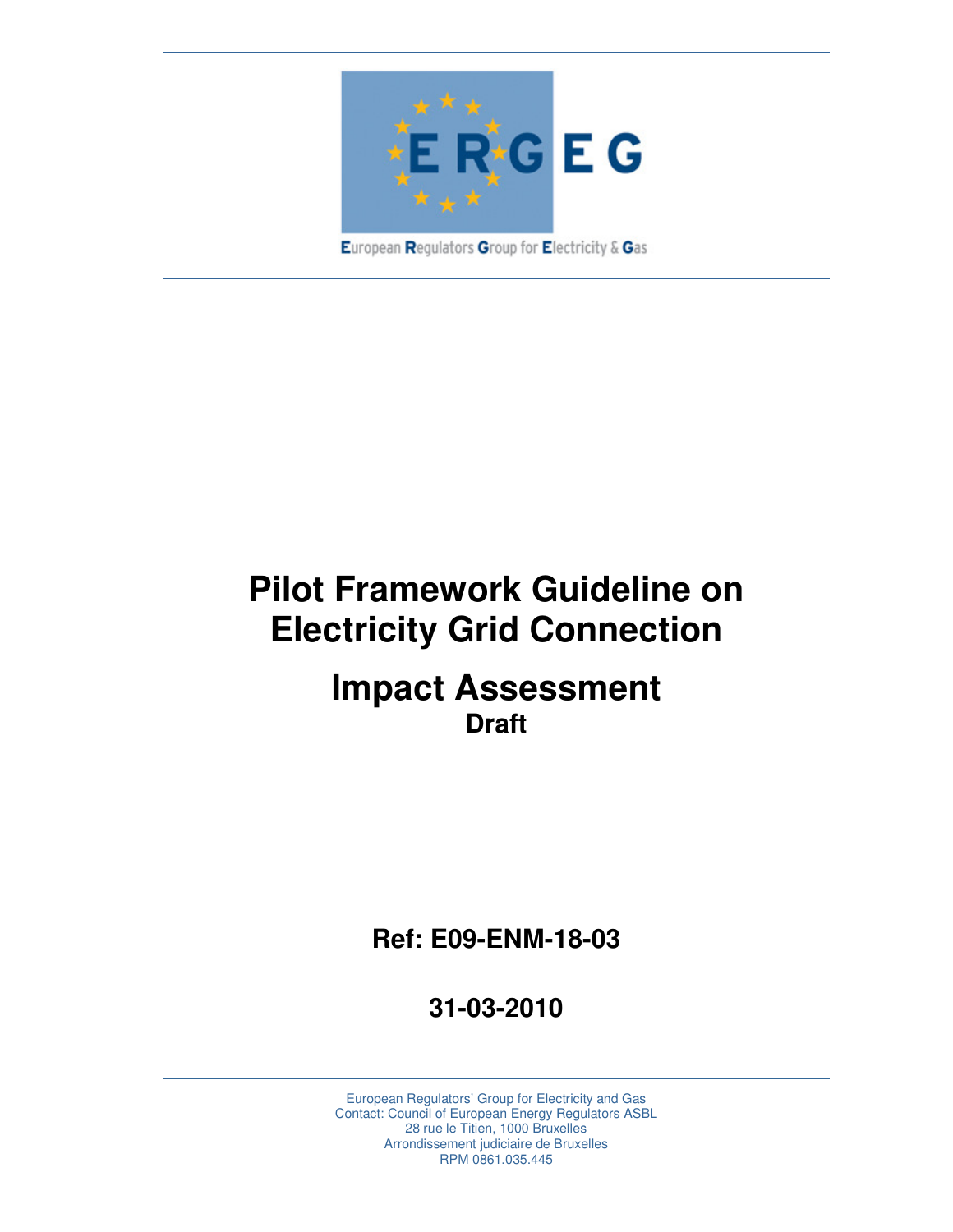European Regulators Group for Electricity & Gas

# Pilot Framework Guideline on Electricity Grid Connection

# Impact Assessment

**Draft**

**Ref: E09-ENM-18-03**

**31-03-2010**

European Regulators' Group for Electricity and Gas
Contact: Council of European Energy Regulators ASBL
28 rue le Titien, 1000 Bruxelles
Arrondissement judiciaire de Bruxelles
RPM 0861.035.445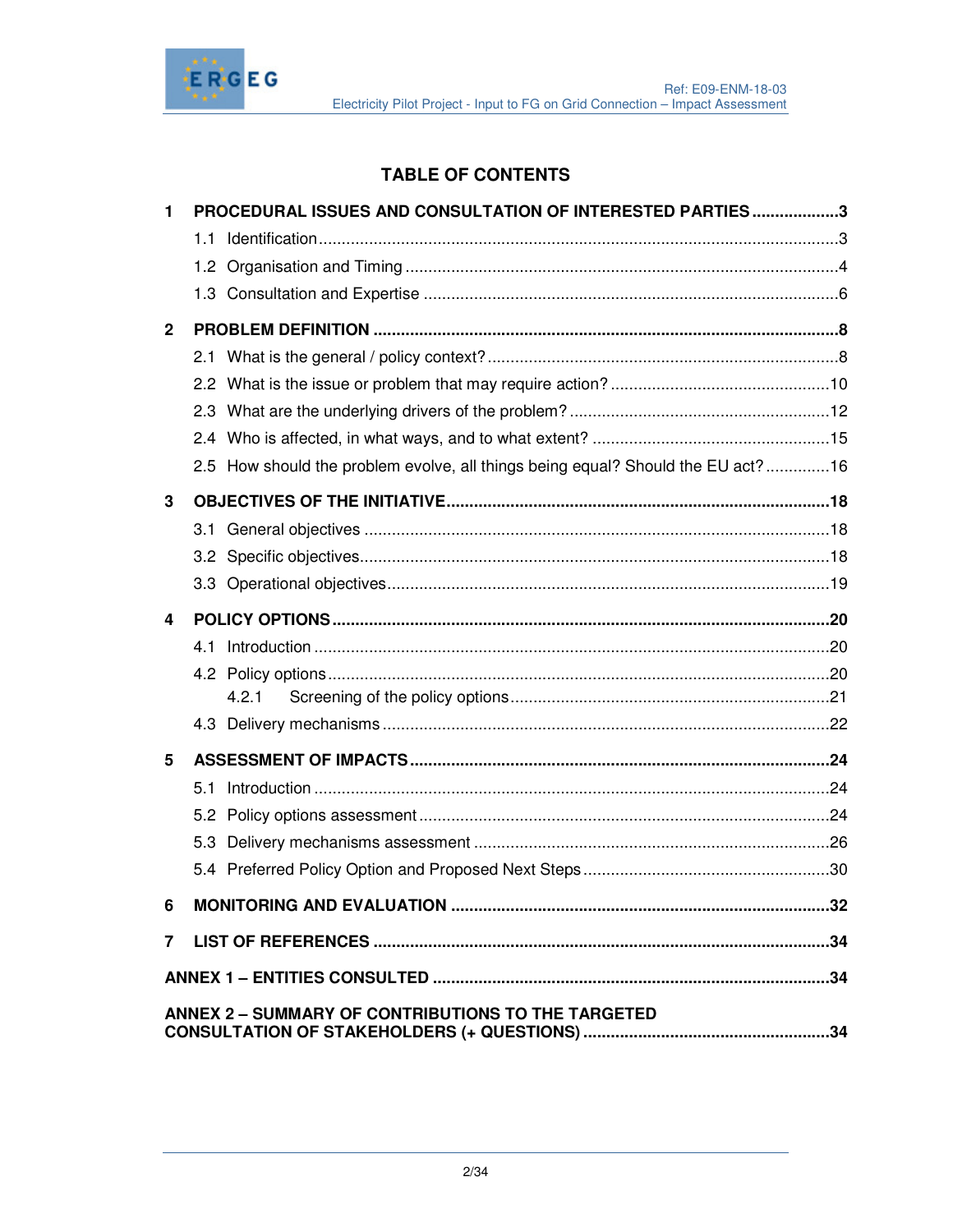# TABLE OF CONTENTS

**1 PROCEDURAL ISSUES AND CONSULTATION OF INTERESTED PARTIES .................. 3**

1.1 Identification ................................................................................................ 3

1.2 Organisation and Timing ............................................................................ 4

1.3 Consultation and Expertise ......................................................................... 6

**2 PROBLEM DEFINITION ................................................................................... 8**

2.1 What is the general / policy context? .......................................................... 8

2.2 What is the issue or problem that may require action? ............................... 10

2.3 What are the underlying drivers of the problem? ......................................... 12

2.4 Who is affected, in what ways, and to what extent? ................................... 15

2.5 How should the problem evolve, all things being equal? Should the EU act? .............. 16

**3 OBJECTIVES OF THE INITIATIVE .................................................................. 18**

3.1 General objectives ..................................................................................... 18

3.2 Specific objectives ...................................................................................... 18

3.3 Operational objectives ................................................................................ 19

**4 POLICY OPTIONS .......................................................................................... 20**

4.1 Introduction ................................................................................................ 20

4.2 Policy options ............................................................................................. 20

4.2.1 Screening of the policy options ................................................................ 21

4.3 Delivery mechanisms ................................................................................. 22

**5 ASSESSMENT OF IMPACTS ......................................................................... 24**

5.1 Introduction ................................................................................................ 24

5.2 Policy options assessment ......................................................................... 24

5.3 Delivery mechanisms assessment ............................................................. 26

5.4 Preferred Policy Option and Proposed Next Steps ..................................... 30

**6 MONITORING AND EVALUATION ................................................................. 32**

**7 LIST OF REFERENCES ................................................................................. 34**

**ANNEX 1 – ENTITIES CONSULTED .................................................................... 34**

**ANNEX 2 – SUMMARY OF CONTRIBUTIONS TO THE TARGETED CONSULTATION OF STAKEHOLDERS (+ QUESTIONS) ..................................................... 34**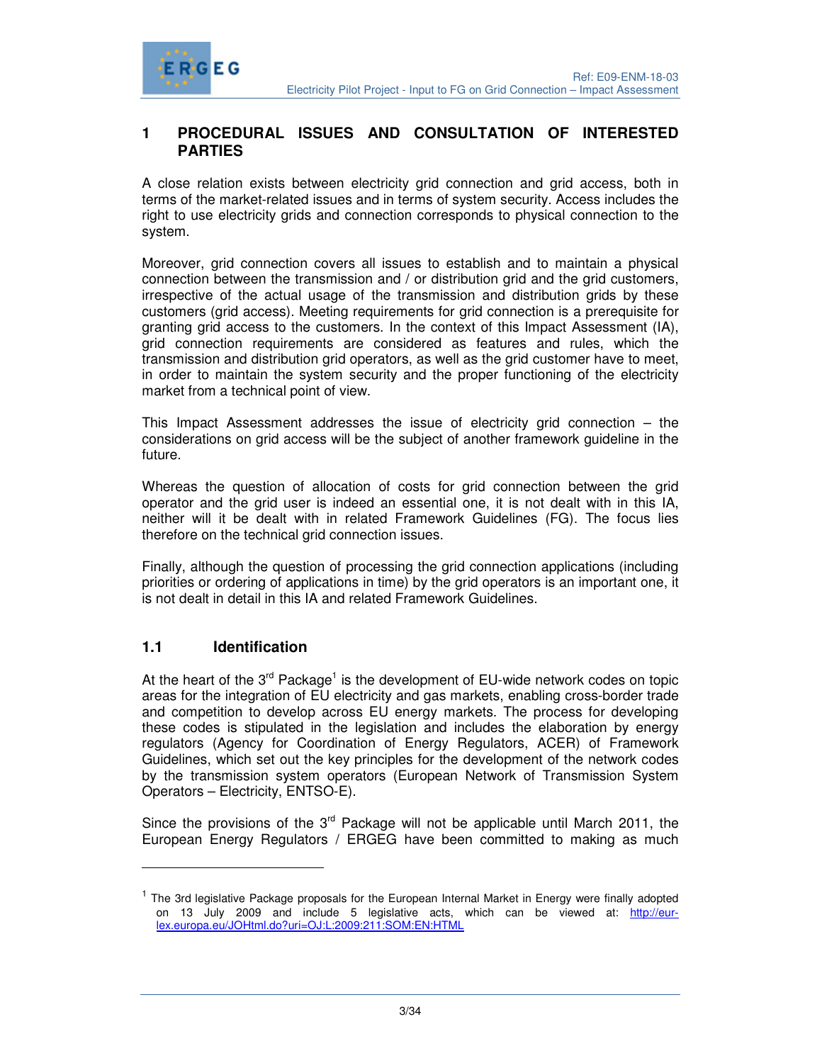# 1 PROCEDURAL ISSUES AND CONSULTATION OF INTERESTED PARTIES

A close relation exists between electricity grid connection and grid access, both in terms of the market-related issues and in terms of system security. Access includes the right to use electricity grids and connection corresponds to physical connection to the system.

Moreover, grid connection covers all issues to establish and to maintain a physical connection between the transmission and / or distribution grid and the grid customers, irrespective of the actual usage of the transmission and distribution grids by these customers (grid access). Meeting requirements for grid connection is a prerequisite for granting grid access to the customers. In the context of this Impact Assessment (IA), grid connection requirements are considered as features and rules, which the transmission and distribution grid operators, as well as the grid customer have to meet, in order to maintain the system security and the proper functioning of the electricity market from a technical point of view.

This Impact Assessment addresses the issue of electricity grid connection – the considerations on grid access will be the subject of another framework guideline in the future.

Whereas the question of allocation of costs for grid connection between the grid operator and the grid user is indeed an essential one, it is not dealt with in this IA, neither will it be dealt with in related Framework Guidelines (FG). The focus lies therefore on the technical grid connection issues.

Finally, although the question of processing the grid connection applications (including priorities or ordering of applications in time) by the grid operators is an important one, it is not dealt in detail in this IA and related Framework Guidelines.

## 1.1 Identification

At the heart of the 3rd Package[1] is the development of EU-wide network codes on topic areas for the integration of EU electricity and gas markets, enabling cross-border trade and competition to develop across EU energy markets. The process for developing these codes is stipulated in the legislation and includes the elaboration by energy regulators (Agency for Coordination of Energy Regulators, ACER) of Framework Guidelines, which set out the key principles for the development of the network codes by the transmission system operators (European Network of Transmission System Operators – Electricity, ENTSO-E).

Since the provisions of the 3rd Package will not be applicable until March 2011, the European Energy Regulators / ERGEG have been committed to making as much

---

[1] The 3rd legislative Package proposals for the European Internal Market in Energy were finally adopted on 13 July 2009 and include 5 legislative acts, which can be viewed at: http://eur-lex.europa.eu/JOHtml.do?uri=OJ:L:2009:211:SOM:EN:HTML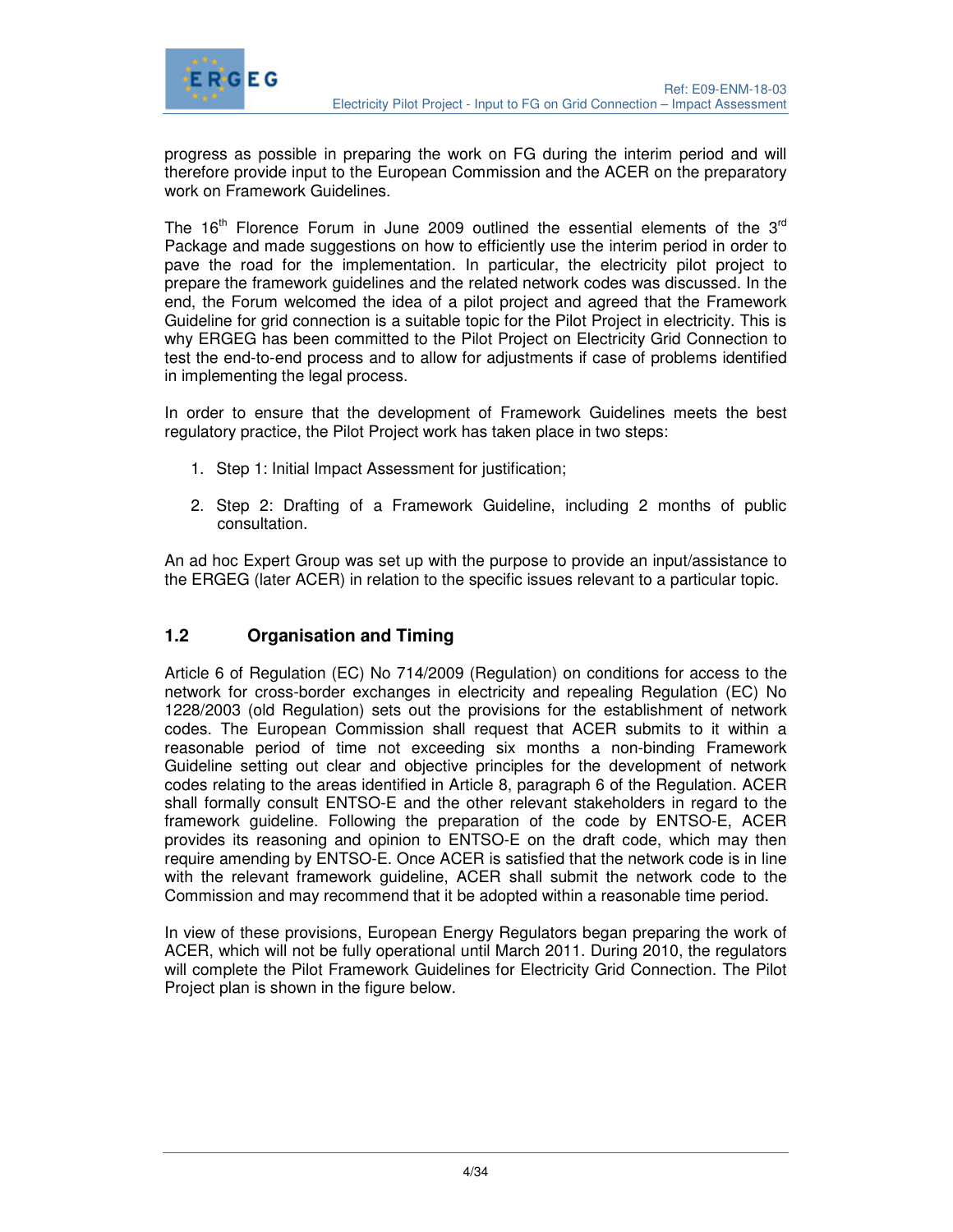progress as possible in preparing the work on FG during the interim period and will therefore provide input to the European Commission and the ACER on the preparatory work on Framework Guidelines.

The 16th Florence Forum in June 2009 outlined the essential elements of the 3rd Package and made suggestions on how to efficiently use the interim period in order to pave the road for the implementation. In particular, the electricity pilot project to prepare the framework guidelines and the related network codes was discussed. In the end, the Forum welcomed the idea of a pilot project and agreed that the Framework Guideline for grid connection is a suitable topic for the Pilot Project in electricity. This is why ERGEG has been committed to the Pilot Project on Electricity Grid Connection to test the end-to-end process and to allow for adjustments if case of problems identified in implementing the legal process.

In order to ensure that the development of Framework Guidelines meets the best regulatory practice, the Pilot Project work has taken place in two steps:

1. Step 1: Initial Impact Assessment for justification;

2. Step 2: Drafting of a Framework Guideline, including 2 months of public consultation.

An ad hoc Expert Group was set up with the purpose to provide an input/assistance to the ERGEG (later ACER) in relation to the specific issues relevant to a particular topic.

## 1.2 Organisation and Timing

Article 6 of Regulation (EC) No 714/2009 (Regulation) on conditions for access to the network for cross-border exchanges in electricity and repealing Regulation (EC) No 1228/2003 (old Regulation) sets out the provisions for the establishment of network codes. The European Commission shall request that ACER submits to it within a reasonable period of time not exceeding six months a non-binding Framework Guideline setting out clear and objective principles for the development of network codes relating to the areas identified in Article 8, paragraph 6 of the Regulation. ACER shall formally consult ENTSO-E and the other relevant stakeholders in regard to the framework guideline. Following the preparation of the code by ENTSO-E, ACER provides its reasoning and opinion to ENTSO-E on the draft code, which may then require amending by ENTSO-E. Once ACER is satisfied that the network code is in line with the relevant framework guideline, ACER shall submit the network code to the Commission and may recommend that it be adopted within a reasonable time period.

In view of these provisions, European Energy Regulators began preparing the work of ACER, which will not be fully operational until March 2011. During 2010, the regulators will complete the Pilot Framework Guidelines for Electricity Grid Connection. The Pilot Project plan is shown in the figure below.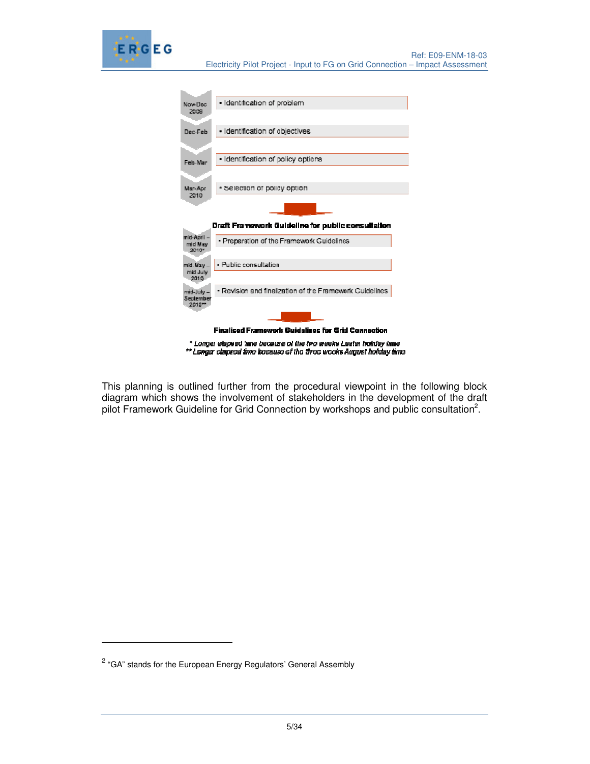| Period | Step |
| --- | --- |
| Nov-Dec 2009 | • Identification of problem |
| Dec-Feb | • Identification of objectives |
| Feb-Mar | • Identification of policy options |
| Mar-Apr 2010 | • Selection of policy option |

**Draft Framework Guideline for public consultation**

| Period | Step |
| --- | --- |
| mid-April – mid May 2010* | • Preparation of the Framework Guidelines |
| mid-May – mid July 2010 | • Public consultation |
| mid-July – September 2010** | • Revision and finalization of the Framework Guidelines |

**Finalised Framework Guidelines for Grid Connection**

*\* Longer elapsed time because of the two weeks Easter holiday time*
*\*\* Longer elapsed time because of the three weeks August holiday time*

This planning is outlined further from the procedural viewpoint in the following block diagram which shows the involvement of stakeholders in the development of the draft pilot Framework Guideline for Grid Connection by workshops and public consultation[2].

---

[2] "GA" stands for the European Energy Regulators' General Assembly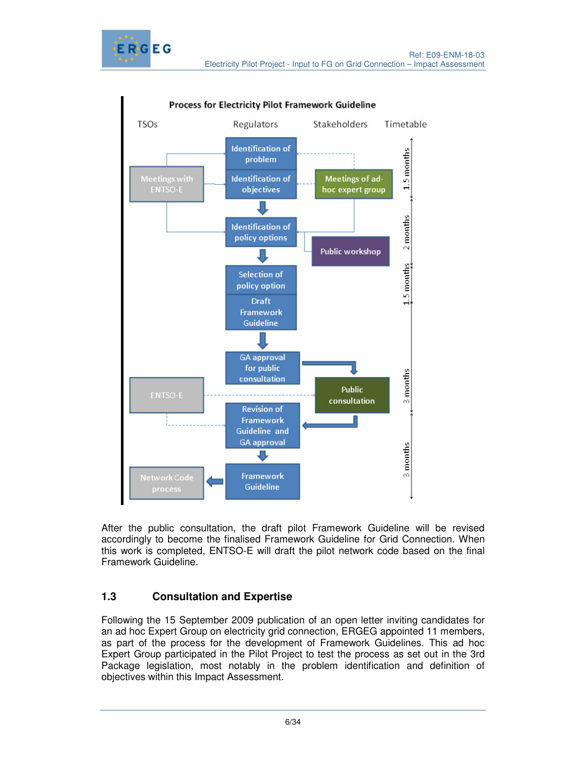**Process for Electricity Pilot Framework Guideline**

| TSOs | Regulators | Stakeholders | Timetable |
|---|---|---|---|
| Meetings with ENTSO-E | Identification of problem | Meetings of ad-hoc expert group | 1.5 months |
| | Identification of objectives | | |
| | Identification of policy options | Public workshop | 2 months |
| | Selection of policy option | | 1.5 months |
| | Draft Framework Guideline | | |
| | GA approval for public consultation | Public consultation | 3 months |
| ENTSO-E | Revision of Framework Guideline and GA approval | | 3 months |
| Network Code process | Framework Guideline | | |

After the public consultation, the draft pilot Framework Guideline will be revised accordingly to become the finalised Framework Guideline for Grid Connection. When this work is completed, ENTSO-E will draft the pilot network code based on the final Framework Guideline.

## 1.3 Consultation and Expertise

Following the 15 September 2009 publication of an open letter inviting candidates for an ad hoc Expert Group on electricity grid connection, ERGEG appointed 11 members, as part of the process for the development of Framework Guidelines. This ad hoc Expert Group participated in the Pilot Project to test the process as set out in the 3rd Package legislation, most notably in the problem identification and definition of objectives within this Impact Assessment.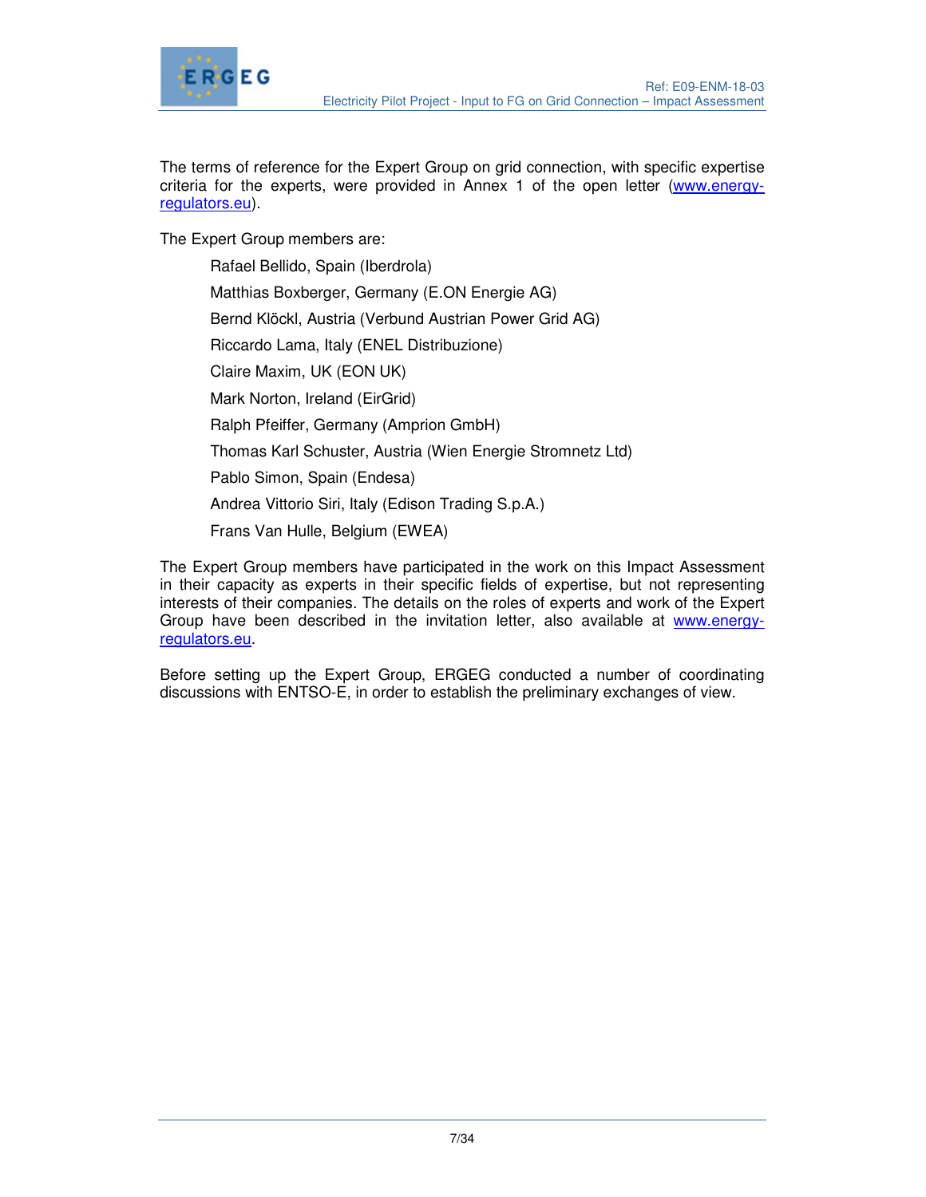The terms of reference for the Expert Group on grid connection, with specific expertise criteria for the experts, were provided in Annex 1 of the open letter (www.energy-regulators.eu).

The Expert Group members are:

- Rafael Bellido, Spain (Iberdrola)
- Matthias Boxberger, Germany (E.ON Energie AG)
- Bernd Klöckl, Austria (Verbund Austrian Power Grid AG)
- Riccardo Lama, Italy (ENEL Distribuzione)
- Claire Maxim, UK (EON UK)
- Mark Norton, Ireland (EirGrid)
- Ralph Pfeiffer, Germany (Amprion GmbH)
- Thomas Karl Schuster, Austria (Wien Energie Stromnetz Ltd)
- Pablo Simon, Spain (Endesa)
- Andrea Vittorio Siri, Italy (Edison Trading S.p.A.)
- Frans Van Hulle, Belgium (EWEA)

The Expert Group members have participated in the work on this Impact Assessment in their capacity as experts in their specific fields of expertise, but not representing interests of their companies. The details on the roles of experts and work of the Expert Group have been described in the invitation letter, also available at www.energy-regulators.eu.

Before setting up the Expert Group, ERGEG conducted a number of coordinating discussions with ENTSO-E, in order to establish the preliminary exchanges of view.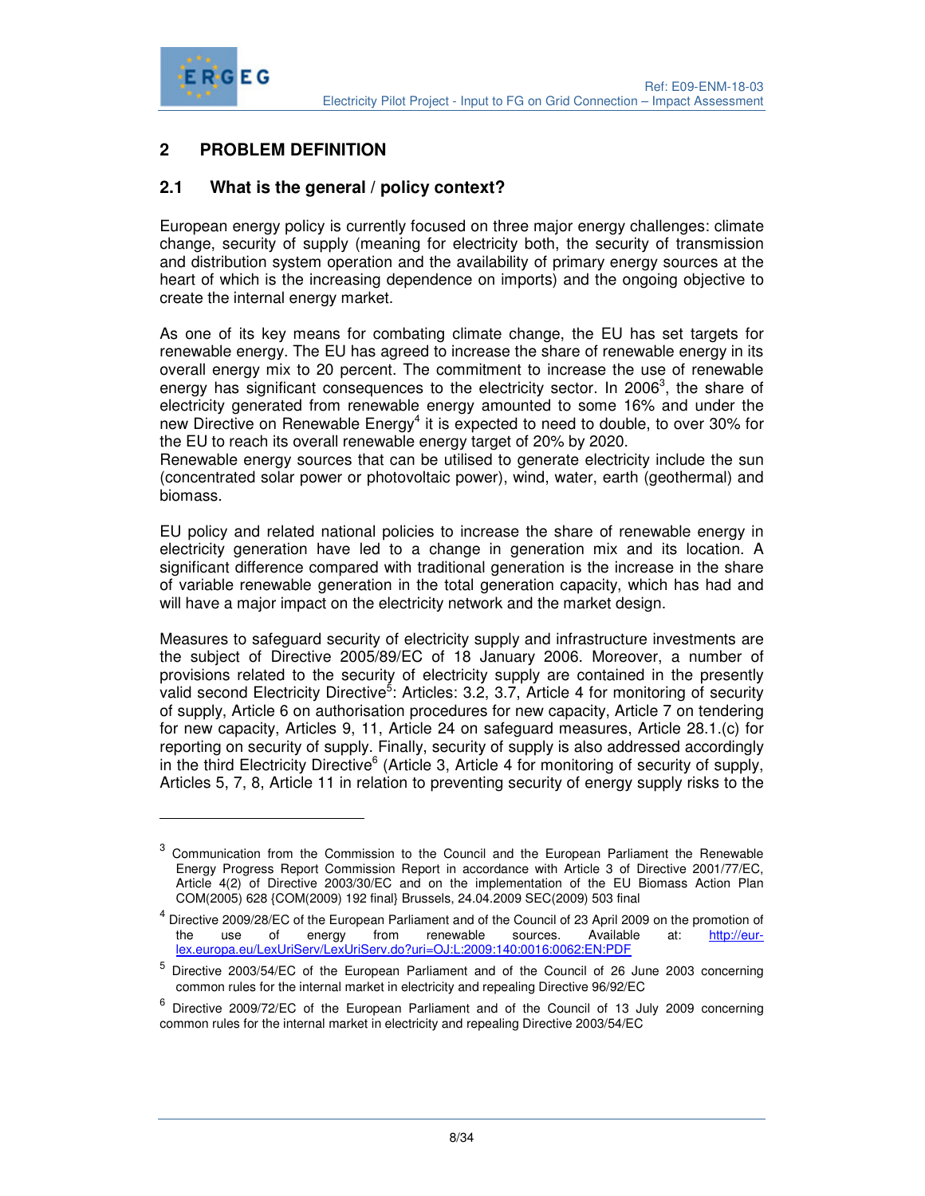## 2 PROBLEM DEFINITION

### 2.1 What is the general / policy context?

European energy policy is currently focused on three major energy challenges: climate change, security of supply (meaning for electricity both, the security of transmission and distribution system operation and the availability of primary energy sources at the heart of which is the increasing dependence on imports) and the ongoing objective to create the internal energy market.

As one of its key means for combating climate change, the EU has set targets for renewable energy. The EU has agreed to increase the share of renewable energy in its overall energy mix to 20 percent. The commitment to increase the use of renewable energy has significant consequences to the electricity sector. In 2006[3], the share of electricity generated from renewable energy amounted to some 16% and under the new Directive on Renewable Energy[4] it is expected to need to double, to over 30% for the EU to reach its overall renewable energy target of 20% by 2020.
Renewable energy sources that can be utilised to generate electricity include the sun (concentrated solar power or photovoltaic power), wind, water, earth (geothermal) and biomass.

EU policy and related national policies to increase the share of renewable energy in electricity generation have led to a change in generation mix and its location. A significant difference compared with traditional generation is the increase in the share of variable renewable generation in the total generation capacity, which has had and will have a major impact on the electricity network and the market design.

Measures to safeguard security of electricity supply and infrastructure investments are the subject of Directive 2005/89/EC of 18 January 2006. Moreover, a number of provisions related to the security of electricity supply are contained in the presently valid second Electricity Directive[5]: Articles: 3.2, 3.7, Article 4 for monitoring of security of supply, Article 6 on authorisation procedures for new capacity, Article 7 on tendering for new capacity, Articles 9, 11, Article 24 on safeguard measures, Article 28.1.(c) for reporting on security of supply. Finally, security of supply is also addressed accordingly in the third Electricity Directive[6] (Article 3, Article 4 for monitoring of security of supply, Articles 5, 7, 8, Article 11 in relation to preventing security of energy supply risks to the

---

[3] Communication from the Commission to the Council and the European Parliament the Renewable Energy Progress Report Commission Report in accordance with Article 3 of Directive 2001/77/EC, Article 4(2) of Directive 2003/30/EC and on the implementation of the EU Biomass Action Plan COM(2005) 628 {COM(2009) 192 final} Brussels, 24.04.2009 SEC(2009) 503 final

[4] Directive 2009/28/EC of the European Parliament and of the Council of 23 April 2009 on the promotion of the use of energy from renewable sources. Available at: http://eur-lex.europa.eu/LexUriServ/LexUriServ.do?uri=OJ:L:2009:140:0016:0062:EN:PDF

[5] Directive 2003/54/EC of the European Parliament and of the Council of 26 June 2003 concerning common rules for the internal market in electricity and repealing Directive 96/92/EC

[6] Directive 2009/72/EC of the European Parliament and of the Council of 13 July 2009 concerning common rules for the internal market in electricity and repealing Directive 2003/54/EC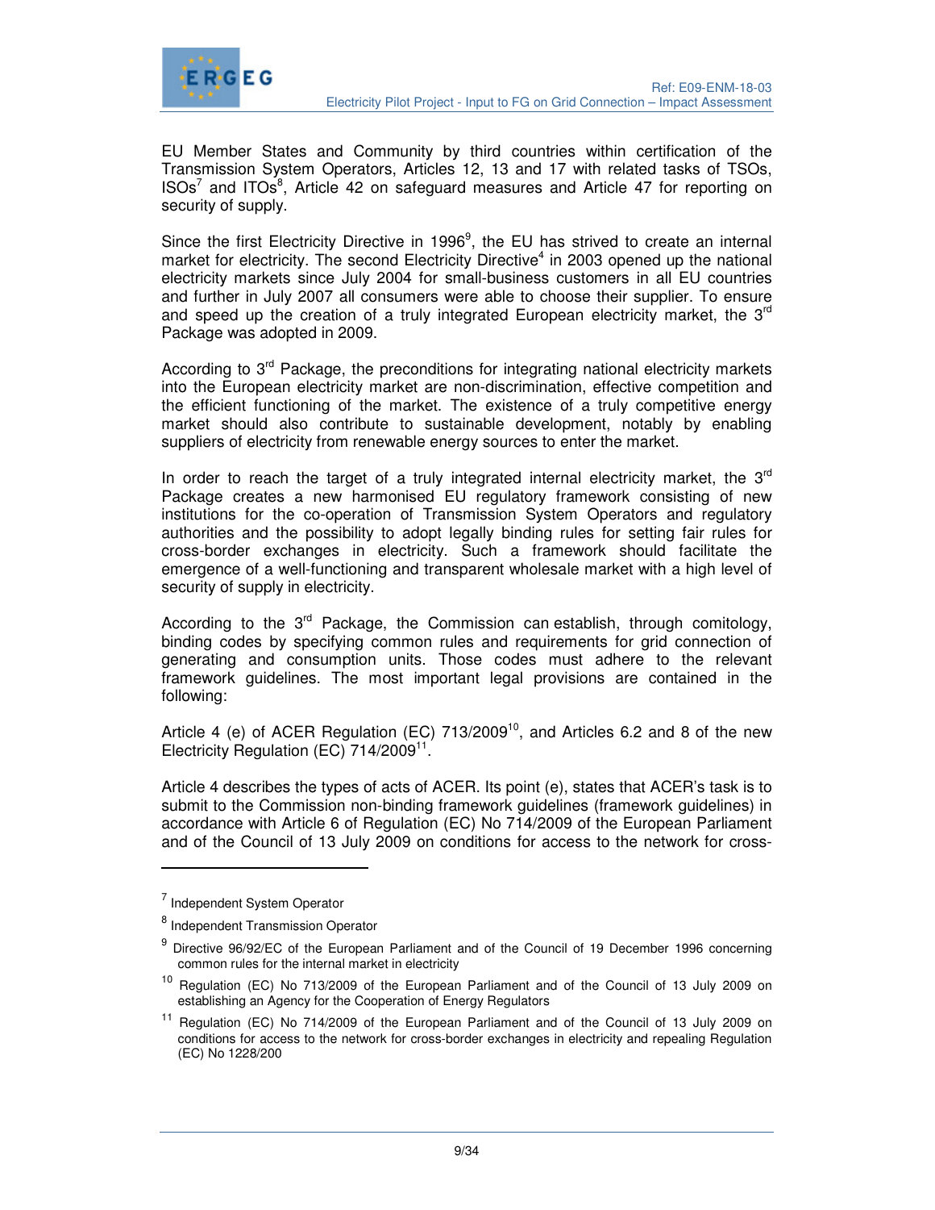EU Member States and Community by third countries within certification of the Transmission System Operators, Articles 12, 13 and 17 with related tasks of TSOs, ISOs[7] and ITOs[8], Article 42 on safeguard measures and Article 47 for reporting on security of supply.

Since the first Electricity Directive in 1996[9], the EU has strived to create an internal market for electricity. The second Electricity Directive[4] in 2003 opened up the national electricity markets since July 2004 for small-business customers in all EU countries and further in July 2007 all consumers were able to choose their supplier. To ensure and speed up the creation of a truly integrated European electricity market, the 3rd Package was adopted in 2009.

According to 3rd Package, the preconditions for integrating national electricity markets into the European electricity market are non-discrimination, effective competition and the efficient functioning of the market. The existence of a truly competitive energy market should also contribute to sustainable development, notably by enabling suppliers of electricity from renewable energy sources to enter the market.

In order to reach the target of a truly integrated internal electricity market, the 3rd Package creates a new harmonised EU regulatory framework consisting of new institutions for the co-operation of Transmission System Operators and regulatory authorities and the possibility to adopt legally binding rules for setting fair rules for cross-border exchanges in electricity. Such a framework should facilitate the emergence of a well-functioning and transparent wholesale market with a high level of security of supply in electricity.

According to the 3rd Package, the Commission can establish, through comitology, binding codes by specifying common rules and requirements for grid connection of generating and consumption units. Those codes must adhere to the relevant framework guidelines. The most important legal provisions are contained in the following:

Article 4 (e) of ACER Regulation (EC) 713/2009[10], and Articles 6.2 and 8 of the new Electricity Regulation (EC) 714/2009[11].

Article 4 describes the types of acts of ACER. Its point (e), states that ACER's task is to submit to the Commission non-binding framework guidelines (framework guidelines) in accordance with Article 6 of Regulation (EC) No 714/2009 of the European Parliament and of the Council of 13 July 2009 on conditions for access to the network for cross-

---

[7] Independent System Operator

[8] Independent Transmission Operator

[9] Directive 96/92/EC of the European Parliament and of the Council of 19 December 1996 concerning common rules for the internal market in electricity

[10] Regulation (EC) No 713/2009 of the European Parliament and of the Council of 13 July 2009 on establishing an Agency for the Cooperation of Energy Regulators

[11] Regulation (EC) No 714/2009 of the European Parliament and of the Council of 13 July 2009 on conditions for access to the network for cross-border exchanges in electricity and repealing Regulation (EC) No 1228/200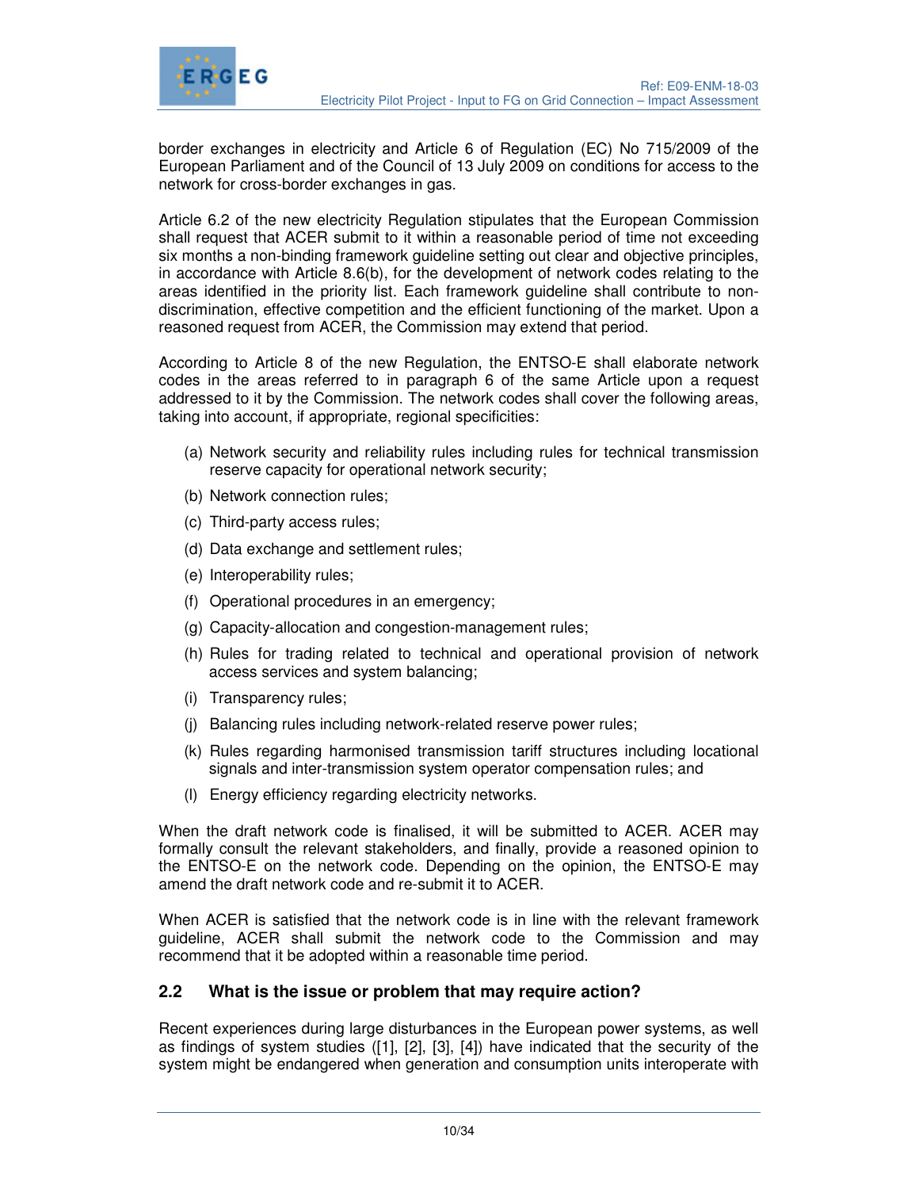border exchanges in electricity and Article 6 of Regulation (EC) No 715/2009 of the European Parliament and of the Council of 13 July 2009 on conditions for access to the network for cross-border exchanges in gas.

Article 6.2 of the new electricity Regulation stipulates that the European Commission shall request that ACER submit to it within a reasonable period of time not exceeding six months a non-binding framework guideline setting out clear and objective principles, in accordance with Article 8.6(b), for the development of network codes relating to the areas identified in the priority list. Each framework guideline shall contribute to non-discrimination, effective competition and the efficient functioning of the market. Upon a reasoned request from ACER, the Commission may extend that period.

According to Article 8 of the new Regulation, the ENTSO-E shall elaborate network codes in the areas referred to in paragraph 6 of the same Article upon a request addressed to it by the Commission. The network codes shall cover the following areas, taking into account, if appropriate, regional specificities:

(a) Network security and reliability rules including rules for technical transmission reserve capacity for operational network security;

(b) Network connection rules;

(c) Third-party access rules;

(d) Data exchange and settlement rules;

(e) Interoperability rules;

(f) Operational procedures in an emergency;

(g) Capacity-allocation and congestion-management rules;

(h) Rules for trading related to technical and operational provision of network access services and system balancing;

(i) Transparency rules;

(j) Balancing rules including network-related reserve power rules;

(k) Rules regarding harmonised transmission tariff structures including locational signals and inter-transmission system operator compensation rules; and

(l) Energy efficiency regarding electricity networks.

When the draft network code is finalised, it will be submitted to ACER. ACER may formally consult the relevant stakeholders, and finally, provide a reasoned opinion to the ENTSO-E on the network code. Depending on the opinion, the ENTSO-E may amend the draft network code and re-submit it to ACER.

When ACER is satisfied that the network code is in line with the relevant framework guideline, ACER shall submit the network code to the Commission and may recommend that it be adopted within a reasonable time period.

## 2.2 What is the issue or problem that may require action?

Recent experiences during large disturbances in the European power systems, as well as findings of system studies ([1], [2], [3], [4]) have indicated that the security of the system might be endangered when generation and consumption units interoperate with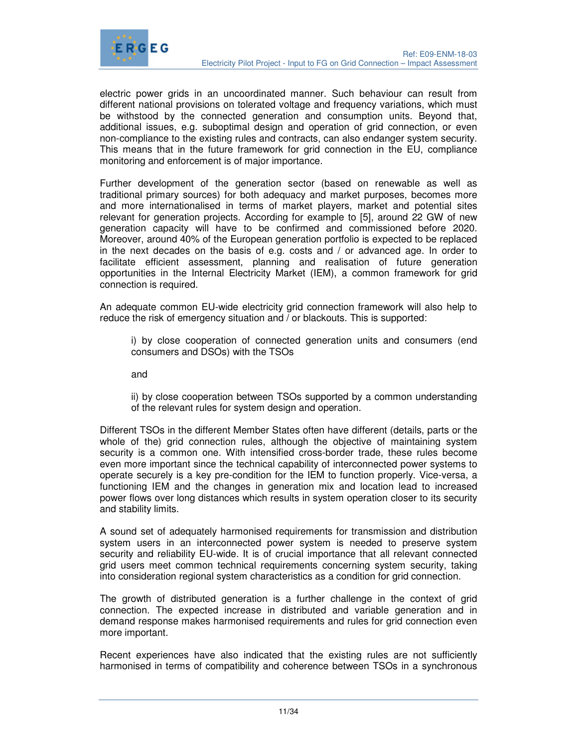electric power grids in an uncoordinated manner. Such behaviour can result from different national provisions on tolerated voltage and frequency variations, which must be withstood by the connected generation and consumption units. Beyond that, additional issues, e.g. suboptimal design and operation of grid connection, or even non-compliance to the existing rules and contracts, can also endanger system security. This means that in the future framework for grid connection in the EU, compliance monitoring and enforcement is of major importance.

Further development of the generation sector (based on renewable as well as traditional primary sources) for both adequacy and market purposes, becomes more and more internationalised in terms of market players, market and potential sites relevant for generation projects. According for example to [5], around 22 GW of new generation capacity will have to be confirmed and commissioned before 2020. Moreover, around 40% of the European generation portfolio is expected to be replaced in the next decades on the basis of e.g. costs and / or advanced age. In order to facilitate efficient assessment, planning and realisation of future generation opportunities in the Internal Electricity Market (IEM), a common framework for grid connection is required.

An adequate common EU-wide electricity grid connection framework will also help to reduce the risk of emergency situation and / or blackouts. This is supported:

i) by close cooperation of connected generation units and consumers (end consumers and DSOs) with the TSOs

and

ii) by close cooperation between TSOs supported by a common understanding of the relevant rules for system design and operation.

Different TSOs in the different Member States often have different (details, parts or the whole of the) grid connection rules, although the objective of maintaining system security is a common one. With intensified cross-border trade, these rules become even more important since the technical capability of interconnected power systems to operate securely is a key pre-condition for the IEM to function properly. Vice-versa, a functioning IEM and the changes in generation mix and location lead to increased power flows over long distances which results in system operation closer to its security and stability limits.

A sound set of adequately harmonised requirements for transmission and distribution system users in an interconnected power system is needed to preserve system security and reliability EU-wide. It is of crucial importance that all relevant connected grid users meet common technical requirements concerning system security, taking into consideration regional system characteristics as a condition for grid connection.

The growth of distributed generation is a further challenge in the context of grid connection. The expected increase in distributed and variable generation and in demand response makes harmonised requirements and rules for grid connection even more important.

Recent experiences have also indicated that the existing rules are not sufficiently harmonised in terms of compatibility and coherence between TSOs in a synchronous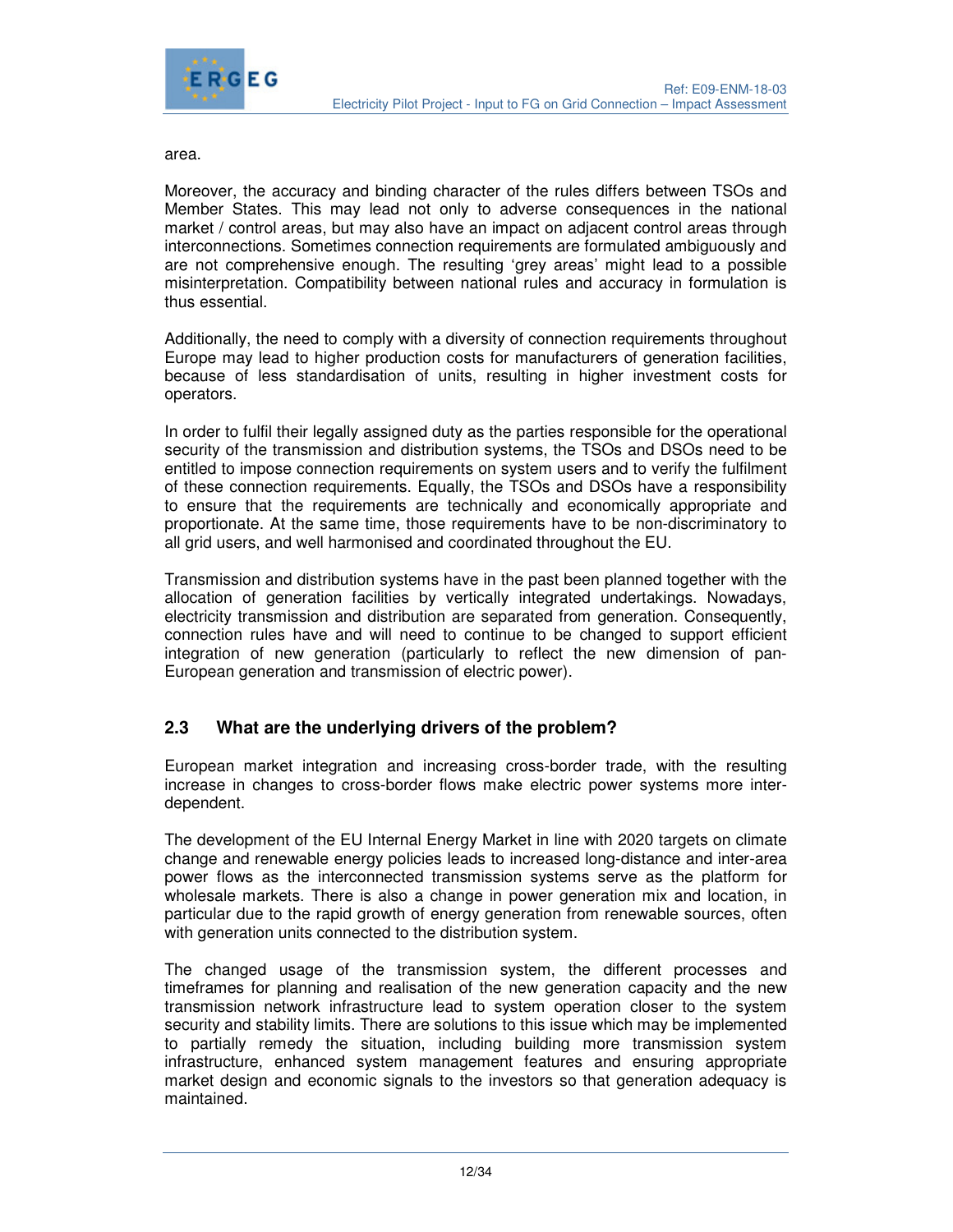area.

Moreover, the accuracy and binding character of the rules differs between TSOs and Member States. This may lead not only to adverse consequences in the national market / control areas, but may also have an impact on adjacent control areas through interconnections. Sometimes connection requirements are formulated ambiguously and are not comprehensive enough. The resulting 'grey areas' might lead to a possible misinterpretation. Compatibility between national rules and accuracy in formulation is thus essential.

Additionally, the need to comply with a diversity of connection requirements throughout Europe may lead to higher production costs for manufacturers of generation facilities, because of less standardisation of units, resulting in higher investment costs for operators.

In order to fulfil their legally assigned duty as the parties responsible for the operational security of the transmission and distribution systems, the TSOs and DSOs need to be entitled to impose connection requirements on system users and to verify the fulfilment of these connection requirements. Equally, the TSOs and DSOs have a responsibility to ensure that the requirements are technically and economically appropriate and proportionate. At the same time, those requirements have to be non-discriminatory to all grid users, and well harmonised and coordinated throughout the EU.

Transmission and distribution systems have in the past been planned together with the allocation of generation facilities by vertically integrated undertakings. Nowadays, electricity transmission and distribution are separated from generation. Consequently, connection rules have and will need to continue to be changed to support efficient integration of new generation (particularly to reflect the new dimension of pan-European generation and transmission of electric power).

## 2.3 What are the underlying drivers of the problem?

European market integration and increasing cross-border trade, with the resulting increase in changes to cross-border flows make electric power systems more inter-dependent.

The development of the EU Internal Energy Market in line with 2020 targets on climate change and renewable energy policies leads to increased long-distance and inter-area power flows as the interconnected transmission systems serve as the platform for wholesale markets. There is also a change in power generation mix and location, in particular due to the rapid growth of energy generation from renewable sources, often with generation units connected to the distribution system.

The changed usage of the transmission system, the different processes and timeframes for planning and realisation of the new generation capacity and the new transmission network infrastructure lead to system operation closer to the system security and stability limits. There are solutions to this issue which may be implemented to partially remedy the situation, including building more transmission system infrastructure, enhanced system management features and ensuring appropriate market design and economic signals to the investors so that generation adequacy is maintained.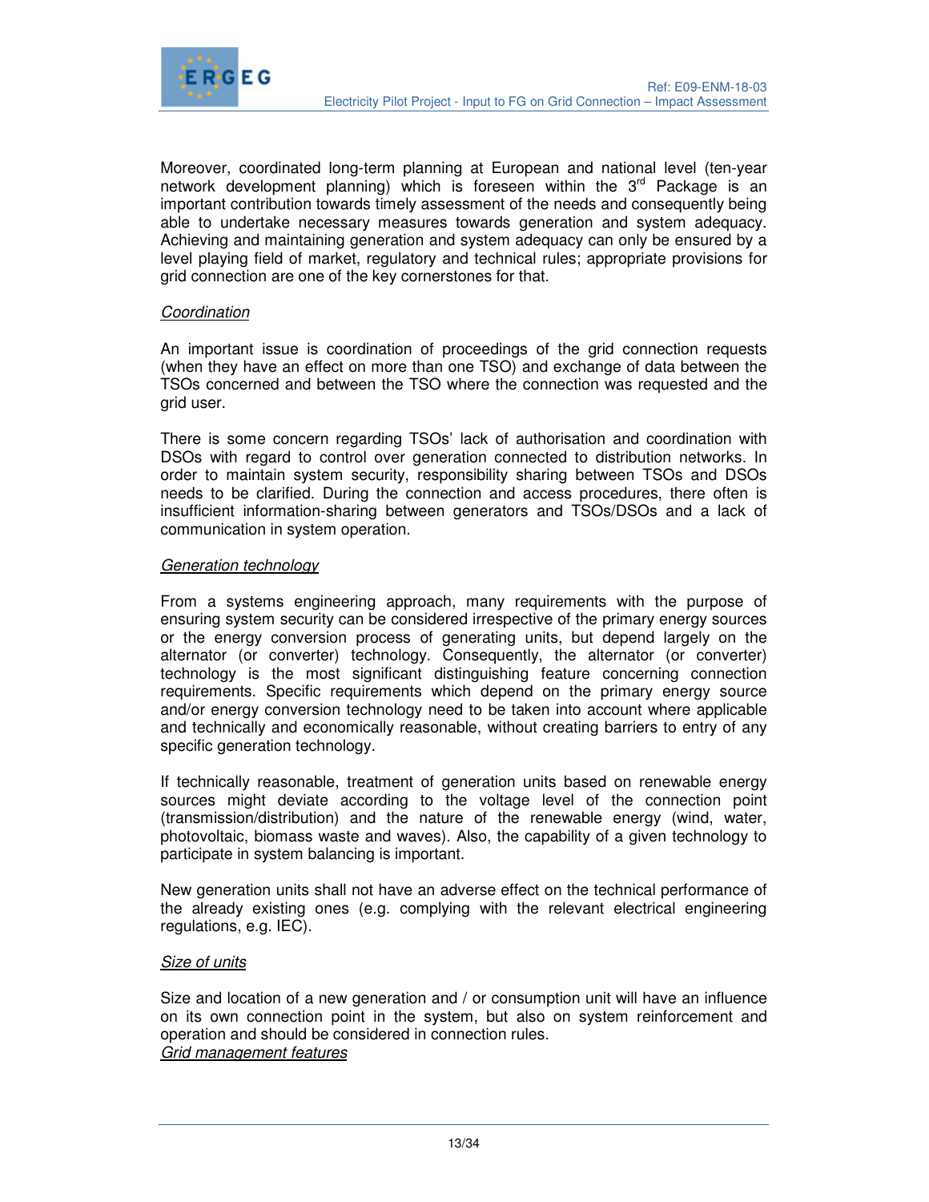Moreover, coordinated long-term planning at European and national level (ten-year network development planning) which is foreseen within the 3rd Package is an important contribution towards timely assessment of the needs and consequently being able to undertake necessary measures towards generation and system adequacy. Achieving and maintaining generation and system adequacy can only be ensured by a level playing field of market, regulatory and technical rules; appropriate provisions for grid connection are one of the key cornerstones for that.

*Coordination*

An important issue is coordination of proceedings of the grid connection requests (when they have an effect on more than one TSO) and exchange of data between the TSOs concerned and between the TSO where the connection was requested and the grid user.

There is some concern regarding TSOs' lack of authorisation and coordination with DSOs with regard to control over generation connected to distribution networks. In order to maintain system security, responsibility sharing between TSOs and DSOs needs to be clarified. During the connection and access procedures, there often is insufficient information-sharing between generators and TSOs/DSOs and a lack of communication in system operation.

*Generation technology*

From a systems engineering approach, many requirements with the purpose of ensuring system security can be considered irrespective of the primary energy sources or the energy conversion process of generating units, but depend largely on the alternator (or converter) technology. Consequently, the alternator (or converter) technology is the most significant distinguishing feature concerning connection requirements. Specific requirements which depend on the primary energy source and/or energy conversion technology need to be taken into account where applicable and technically and economically reasonable, without creating barriers to entry of any specific generation technology.

If technically reasonable, treatment of generation units based on renewable energy sources might deviate according to the voltage level of the connection point (transmission/distribution) and the nature of the renewable energy (wind, water, photovoltaic, biomass waste and waves). Also, the capability of a given technology to participate in system balancing is important.

New generation units shall not have an adverse effect on the technical performance of the already existing ones (e.g. complying with the relevant electrical engineering regulations, e.g. IEC).

*Size of units*

Size and location of a new generation and / or consumption unit will have an influence on its own connection point in the system, but also on system reinforcement and operation and should be considered in connection rules.

*Grid management features*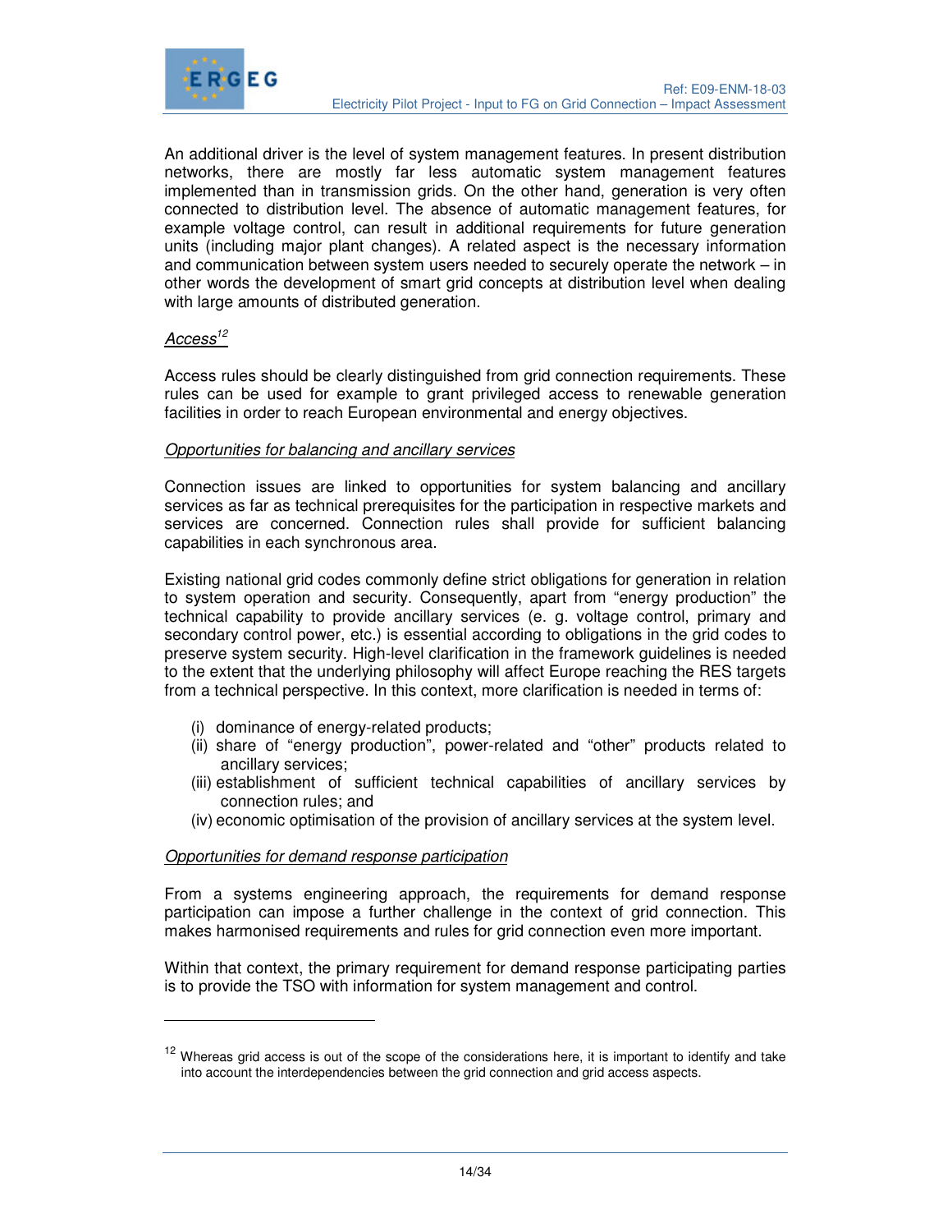An additional driver is the level of system management features. In present distribution networks, there are mostly far less automatic system management features implemented than in transmission grids. On the other hand, generation is very often connected to distribution level. The absence of automatic management features, for example voltage control, can result in additional requirements for future generation units (including major plant changes). A related aspect is the necessary information and communication between system users needed to securely operate the network – in other words the development of smart grid concepts at distribution level when dealing with large amounts of distributed generation.

*Access*[12]

Access rules should be clearly distinguished from grid connection requirements. These rules can be used for example to grant privileged access to renewable generation facilities in order to reach European environmental and energy objectives.

*Opportunities for balancing and ancillary services*

Connection issues are linked to opportunities for system balancing and ancillary services as far as technical prerequisites for the participation in respective markets and services are concerned. Connection rules shall provide for sufficient balancing capabilities in each synchronous area.

Existing national grid codes commonly define strict obligations for generation in relation to system operation and security. Consequently, apart from "energy production" the technical capability to provide ancillary services (e. g. voltage control, primary and secondary control power, etc.) is essential according to obligations in the grid codes to preserve system security. High-level clarification in the framework guidelines is needed to the extent that the underlying philosophy will affect Europe reaching the RES targets from a technical perspective. In this context, more clarification is needed in terms of:

(i) dominance of energy-related products;
(ii) share of "energy production", power-related and "other" products related to ancillary services;
(iii) establishment of sufficient technical capabilities of ancillary services by connection rules; and
(iv) economic optimisation of the provision of ancillary services at the system level.

*Opportunities for demand response participation*

From a systems engineering approach, the requirements for demand response participation can impose a further challenge in the context of grid connection. This makes harmonised requirements and rules for grid connection even more important.

Within that context, the primary requirement for demand response participating parties is to provide the TSO with information for system management and control.

---

[12] Whereas grid access is out of the scope of the considerations here, it is important to identify and take into account the interdependencies between the grid connection and grid access aspects.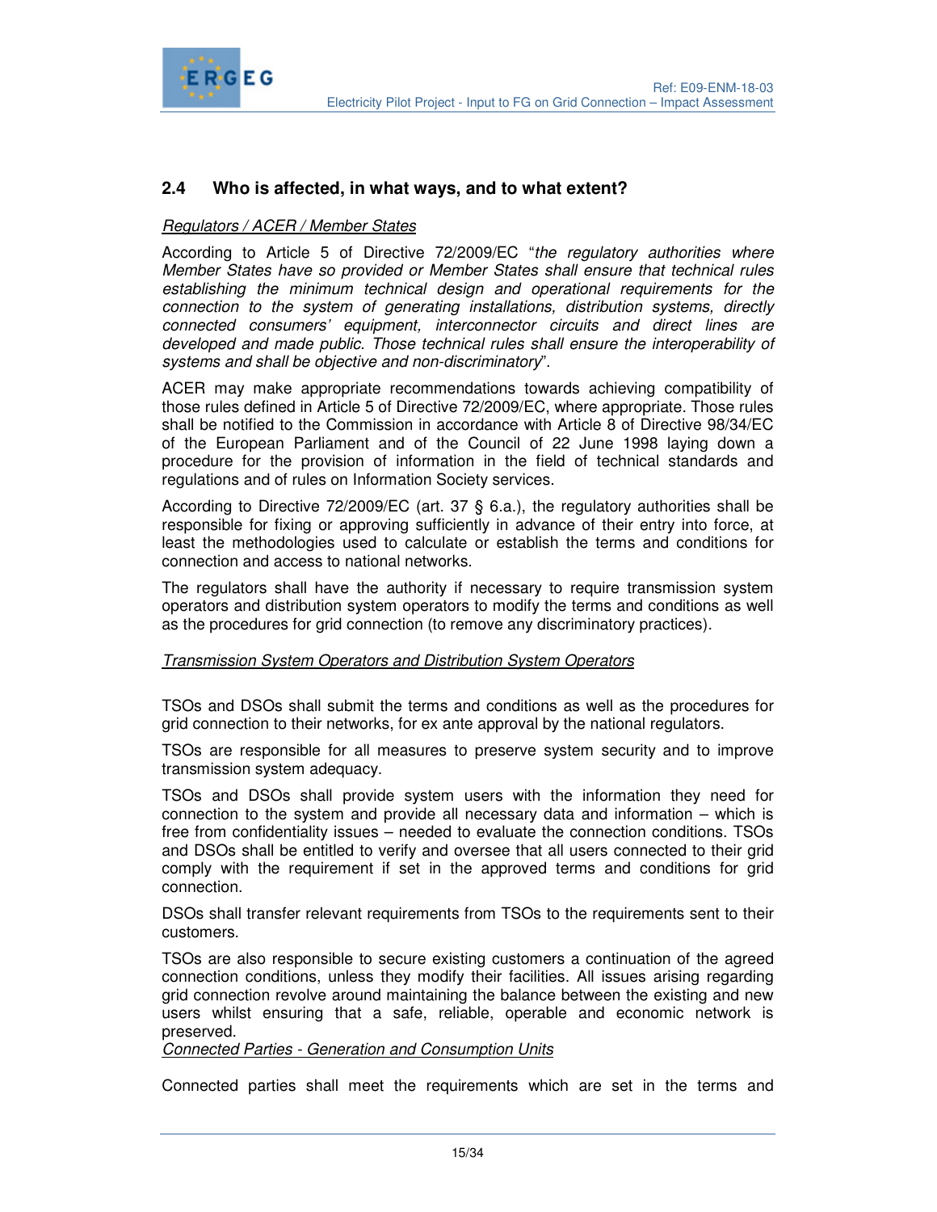## 2.4 Who is affected, in what ways, and to what extent?

*Regulators / ACER / Member States*

According to Article 5 of Directive 72/2009/EC "*the regulatory authorities where Member States have so provided or Member States shall ensure that technical rules establishing the minimum technical design and operational requirements for the connection to the system of generating installations, distribution systems, directly connected consumers' equipment, interconnector circuits and direct lines are developed and made public. Those technical rules shall ensure the interoperability of systems and shall be objective and non-discriminatory*".

ACER may make appropriate recommendations towards achieving compatibility of those rules defined in Article 5 of Directive 72/2009/EC, where appropriate. Those rules shall be notified to the Commission in accordance with Article 8 of Directive 98/34/EC of the European Parliament and of the Council of 22 June 1998 laying down a procedure for the provision of information in the field of technical standards and regulations and of rules on Information Society services.

According to Directive 72/2009/EC (art. 37 § 6.a.), the regulatory authorities shall be responsible for fixing or approving sufficiently in advance of their entry into force, at least the methodologies used to calculate or establish the terms and conditions for connection and access to national networks.

The regulators shall have the authority if necessary to require transmission system operators and distribution system operators to modify the terms and conditions as well as the procedures for grid connection (to remove any discriminatory practices).

*Transmission System Operators and Distribution System Operators*

TSOs and DSOs shall submit the terms and conditions as well as the procedures for grid connection to their networks, for ex ante approval by the national regulators.

TSOs are responsible for all measures to preserve system security and to improve transmission system adequacy.

TSOs and DSOs shall provide system users with the information they need for connection to the system and provide all necessary data and information – which is free from confidentiality issues – needed to evaluate the connection conditions. TSOs and DSOs shall be entitled to verify and oversee that all users connected to their grid comply with the requirement if set in the approved terms and conditions for grid connection.

DSOs shall transfer relevant requirements from TSOs to the requirements sent to their customers.

TSOs are also responsible to secure existing customers a continuation of the agreed connection conditions, unless they modify their facilities. All issues arising regarding grid connection revolve around maintaining the balance between the existing and new users whilst ensuring that a safe, reliable, operable and economic network is preserved.

*Connected Parties - Generation and Consumption Units*

Connected parties shall meet the requirements which are set in the terms and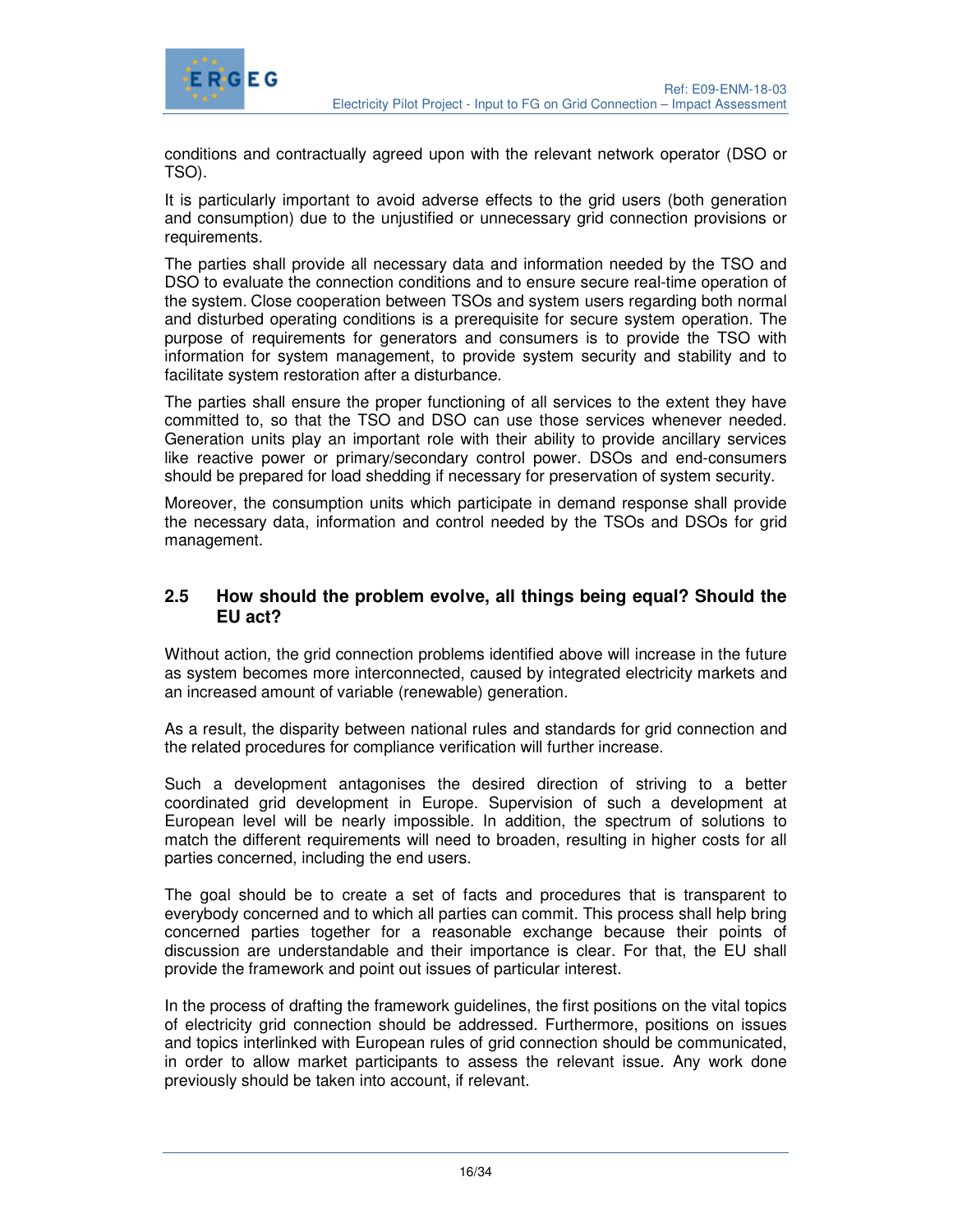conditions and contractually agreed upon with the relevant network operator (DSO or TSO).

It is particularly important to avoid adverse effects to the grid users (both generation and consumption) due to the unjustified or unnecessary grid connection provisions or requirements.

The parties shall provide all necessary data and information needed by the TSO and DSO to evaluate the connection conditions and to ensure secure real-time operation of the system. Close cooperation between TSOs and system users regarding both normal and disturbed operating conditions is a prerequisite for secure system operation. The purpose of requirements for generators and consumers is to provide the TSO with information for system management, to provide system security and stability and to facilitate system restoration after a disturbance.

The parties shall ensure the proper functioning of all services to the extent they have committed to, so that the TSO and DSO can use those services whenever needed. Generation units play an important role with their ability to provide ancillary services like reactive power or primary/secondary control power. DSOs and end-consumers should be prepared for load shedding if necessary for preservation of system security.

Moreover, the consumption units which participate in demand response shall provide the necessary data, information and control needed by the TSOs and DSOs for grid management.

## 2.5 How should the problem evolve, all things being equal? Should the EU act?

Without action, the grid connection problems identified above will increase in the future as system becomes more interconnected, caused by integrated electricity markets and an increased amount of variable (renewable) generation.

As a result, the disparity between national rules and standards for grid connection and the related procedures for compliance verification will further increase.

Such a development antagonises the desired direction of striving to a better coordinated grid development in Europe. Supervision of such a development at European level will be nearly impossible. In addition, the spectrum of solutions to match the different requirements will need to broaden, resulting in higher costs for all parties concerned, including the end users.

The goal should be to create a set of facts and procedures that is transparent to everybody concerned and to which all parties can commit. This process shall help bring concerned parties together for a reasonable exchange because their points of discussion are understandable and their importance is clear. For that, the EU shall provide the framework and point out issues of particular interest.

In the process of drafting the framework guidelines, the first positions on the vital topics of electricity grid connection should be addressed. Furthermore, positions on issues and topics interlinked with European rules of grid connection should be communicated, in order to allow market participants to assess the relevant issue. Any work done previously should be taken into account, if relevant.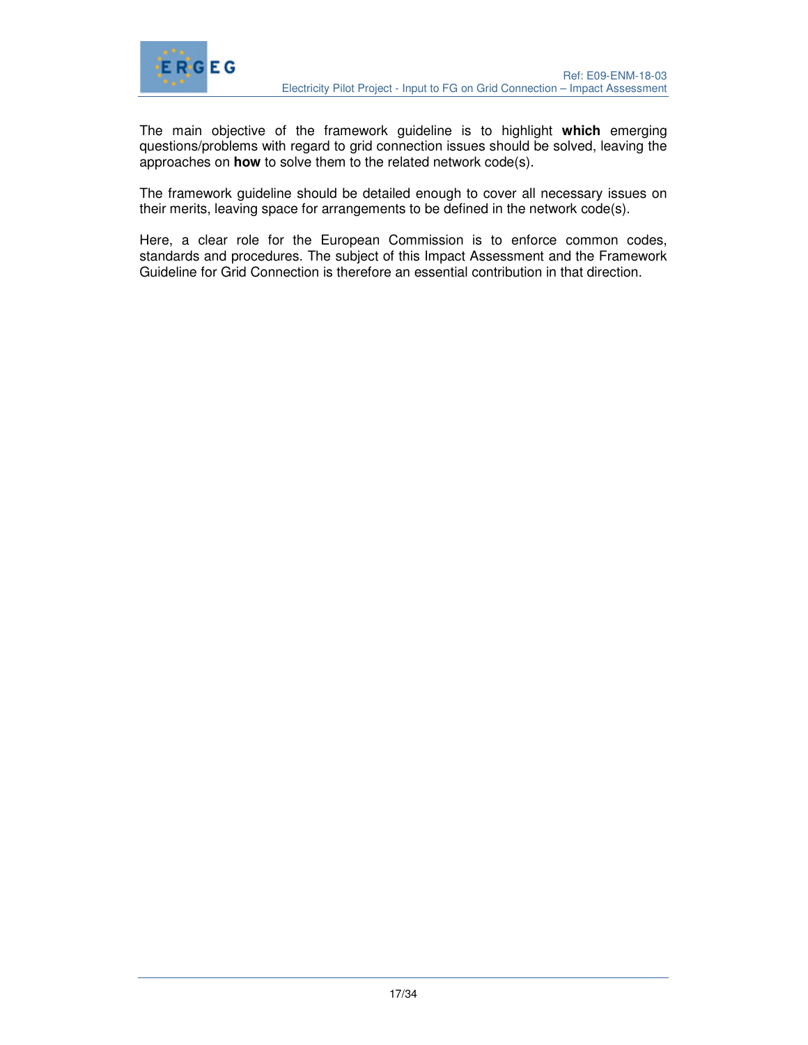The main objective of the framework guideline is to highlight **which** emerging questions/problems with regard to grid connection issues should be solved, leaving the approaches on **how** to solve them to the related network code(s).

The framework guideline should be detailed enough to cover all necessary issues on their merits, leaving space for arrangements to be defined in the network code(s).

Here, a clear role for the European Commission is to enforce common codes, standards and procedures. The subject of this Impact Assessment and the Framework Guideline for Grid Connection is therefore an essential contribution in that direction.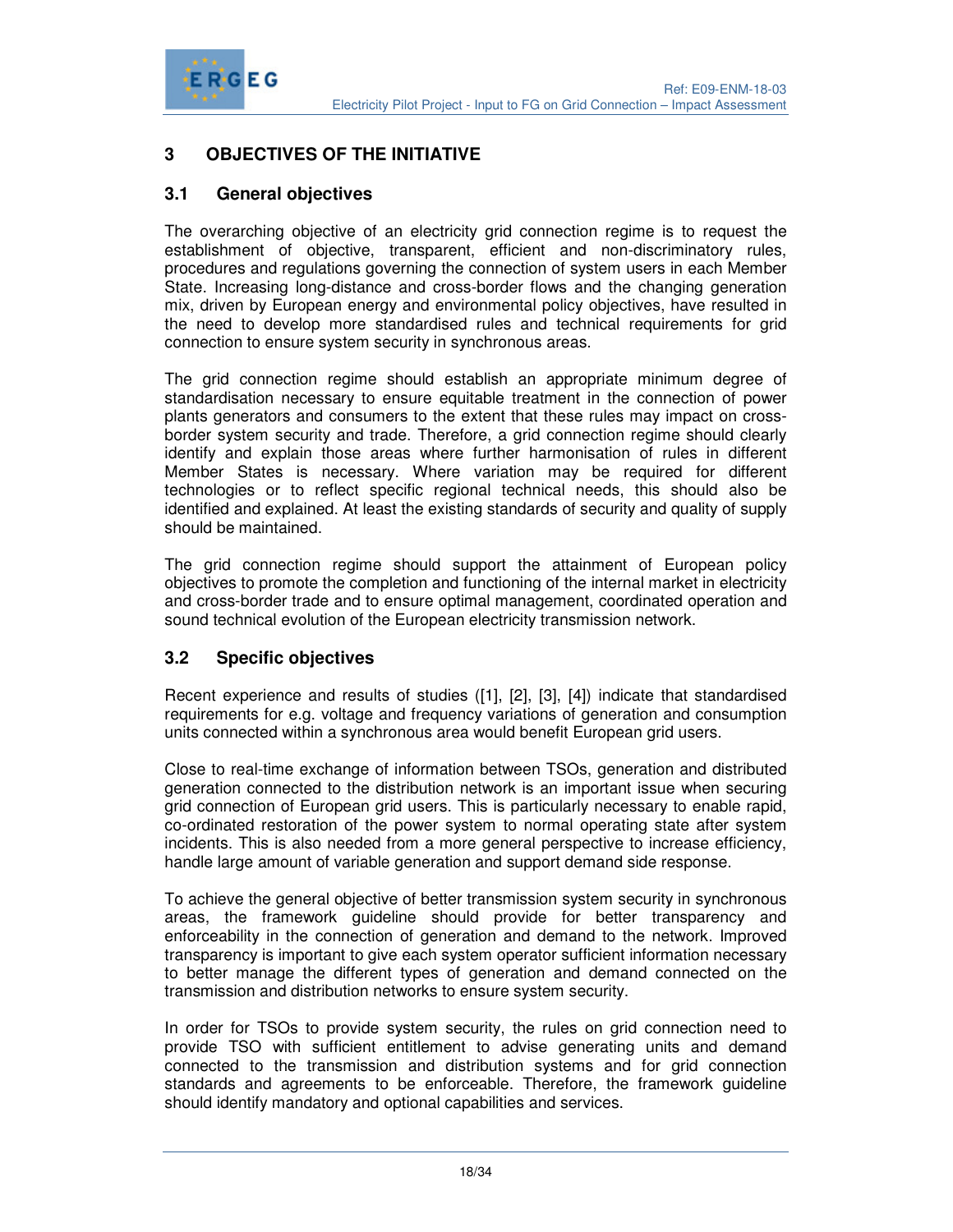# 3 OBJECTIVES OF THE INITIATIVE

## 3.1 General objectives

The overarching objective of an electricity grid connection regime is to request the establishment of objective, transparent, efficient and non-discriminatory rules, procedures and regulations governing the connection of system users in each Member State. Increasing long-distance and cross-border flows and the changing generation mix, driven by European energy and environmental policy objectives, have resulted in the need to develop more standardised rules and technical requirements for grid connection to ensure system security in synchronous areas.

The grid connection regime should establish an appropriate minimum degree of standardisation necessary to ensure equitable treatment in the connection of power plants generators and consumers to the extent that these rules may impact on cross-border system security and trade. Therefore, a grid connection regime should clearly identify and explain those areas where further harmonisation of rules in different Member States is necessary. Where variation may be required for different technologies or to reflect specific regional technical needs, this should also be identified and explained. At least the existing standards of security and quality of supply should be maintained.

The grid connection regime should support the attainment of European policy objectives to promote the completion and functioning of the internal market in electricity and cross-border trade and to ensure optimal management, coordinated operation and sound technical evolution of the European electricity transmission network.

## 3.2 Specific objectives

Recent experience and results of studies ([1], [2], [3], [4]) indicate that standardised requirements for e.g. voltage and frequency variations of generation and consumption units connected within a synchronous area would benefit European grid users.

Close to real-time exchange of information between TSOs, generation and distributed generation connected to the distribution network is an important issue when securing grid connection of European grid users. This is particularly necessary to enable rapid, co-ordinated restoration of the power system to normal operating state after system incidents. This is also needed from a more general perspective to increase efficiency, handle large amount of variable generation and support demand side response.

To achieve the general objective of better transmission system security in synchronous areas, the framework guideline should provide for better transparency and enforceability in the connection of generation and demand to the network. Improved transparency is important to give each system operator sufficient information necessary to better manage the different types of generation and demand connected on the transmission and distribution networks to ensure system security.

In order for TSOs to provide system security, the rules on grid connection need to provide TSO with sufficient entitlement to advise generating units and demand connected to the transmission and distribution systems and for grid connection standards and agreements to be enforceable. Therefore, the framework guideline should identify mandatory and optional capabilities and services.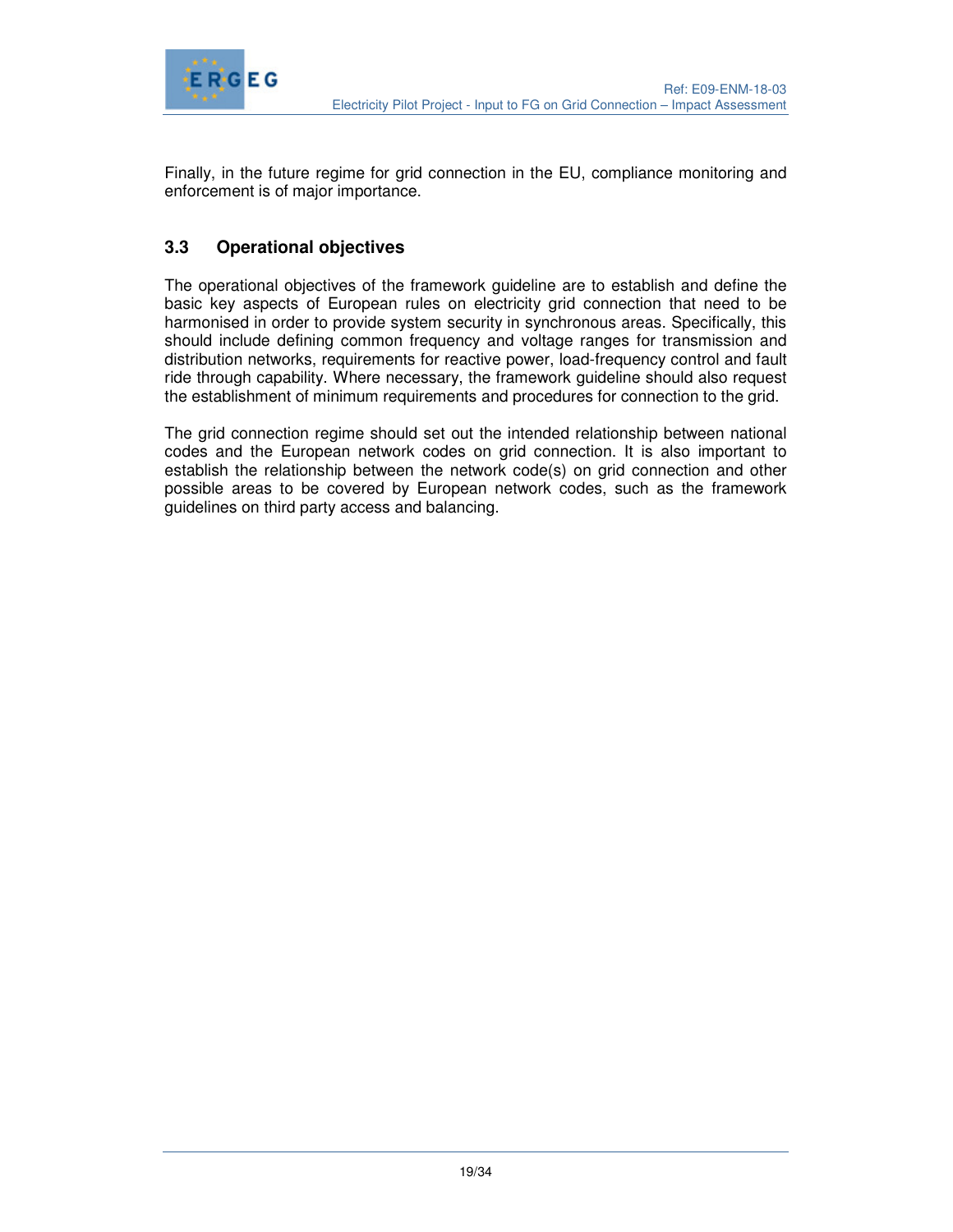Finally, in the future regime for grid connection in the EU, compliance monitoring and enforcement is of major importance.

## 3.3 Operational objectives

The operational objectives of the framework guideline are to establish and define the basic key aspects of European rules on electricity grid connection that need to be harmonised in order to provide system security in synchronous areas. Specifically, this should include defining common frequency and voltage ranges for transmission and distribution networks, requirements for reactive power, load-frequency control and fault ride through capability. Where necessary, the framework guideline should also request the establishment of minimum requirements and procedures for connection to the grid.

The grid connection regime should set out the intended relationship between national codes and the European network codes on grid connection. It is also important to establish the relationship between the network code(s) on grid connection and other possible areas to be covered by European network codes, such as the framework guidelines on third party access and balancing.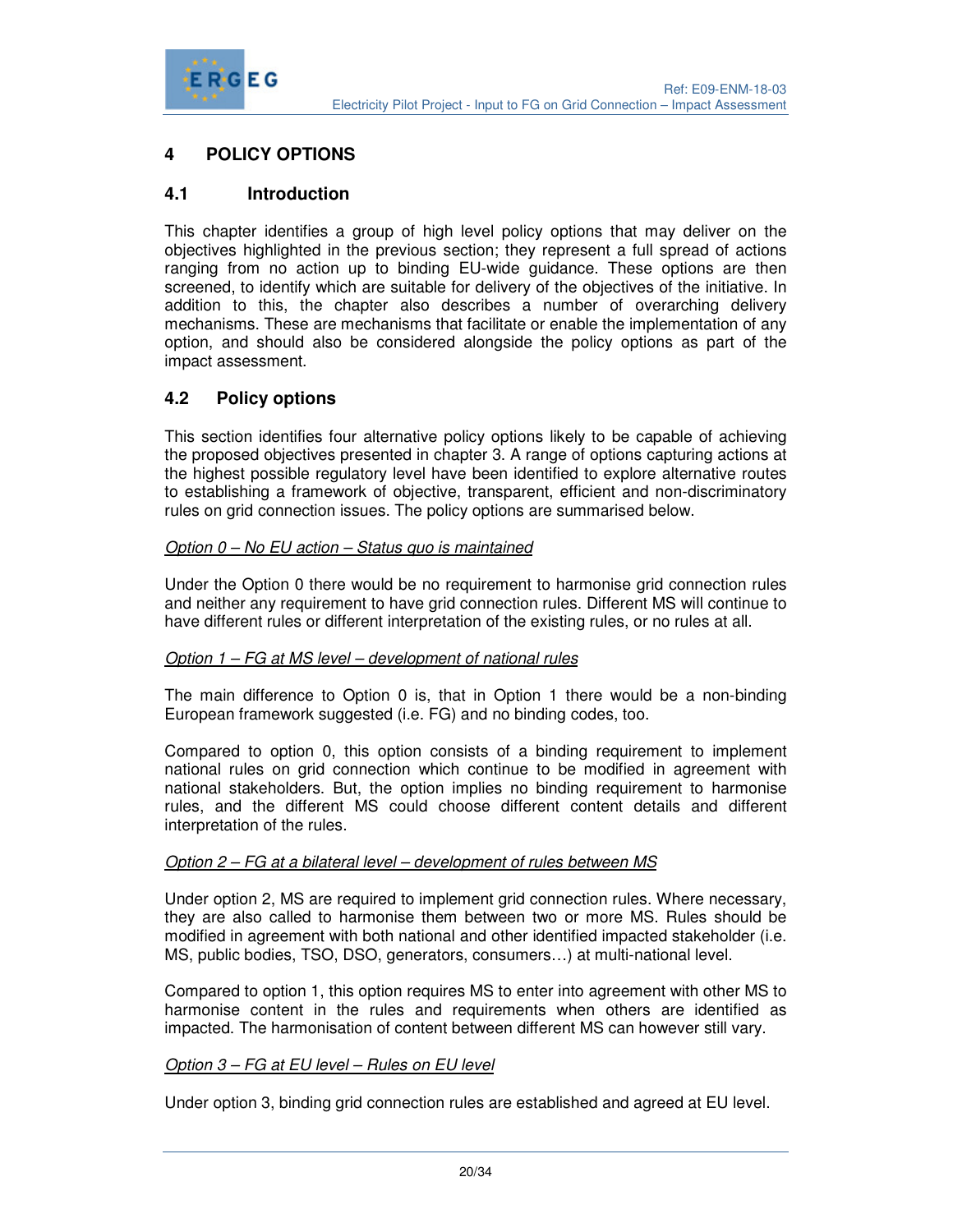# 4 POLICY OPTIONS

## 4.1 Introduction

This chapter identifies a group of high level policy options that may deliver on the objectives highlighted in the previous section; they represent a full spread of actions ranging from no action up to binding EU-wide guidance. These options are then screened, to identify which are suitable for delivery of the objectives of the initiative. In addition to this, the chapter also describes a number of overarching delivery mechanisms. These are mechanisms that facilitate or enable the implementation of any option, and should also be considered alongside the policy options as part of the impact assessment.

## 4.2 Policy options

This section identifies four alternative policy options likely to be capable of achieving the proposed objectives presented in chapter 3. A range of options capturing actions at the highest possible regulatory level have been identified to explore alternative routes to establishing a framework of objective, transparent, efficient and non-discriminatory rules on grid connection issues. The policy options are summarised below.

*Option 0 – No EU action – Status quo is maintained*

Under the Option 0 there would be no requirement to harmonise grid connection rules and neither any requirement to have grid connection rules. Different MS will continue to have different rules or different interpretation of the existing rules, or no rules at all.

*Option 1 – FG at MS level – development of national rules*

The main difference to Option 0 is, that in Option 1 there would be a non-binding European framework suggested (i.e. FG) and no binding codes, too.

Compared to option 0, this option consists of a binding requirement to implement national rules on grid connection which continue to be modified in agreement with national stakeholders. But, the option implies no binding requirement to harmonise rules, and the different MS could choose different content details and different interpretation of the rules.

*Option 2 – FG at a bilateral level – development of rules between MS*

Under option 2, MS are required to implement grid connection rules. Where necessary, they are also called to harmonise them between two or more MS. Rules should be modified in agreement with both national and other identified impacted stakeholder (i.e. MS, public bodies, TSO, DSO, generators, consumers…) at multi-national level.

Compared to option 1, this option requires MS to enter into agreement with other MS to harmonise content in the rules and requirements when others are identified as impacted. The harmonisation of content between different MS can however still vary.

*Option 3 – FG at EU level – Rules on EU level*

Under option 3, binding grid connection rules are established and agreed at EU level.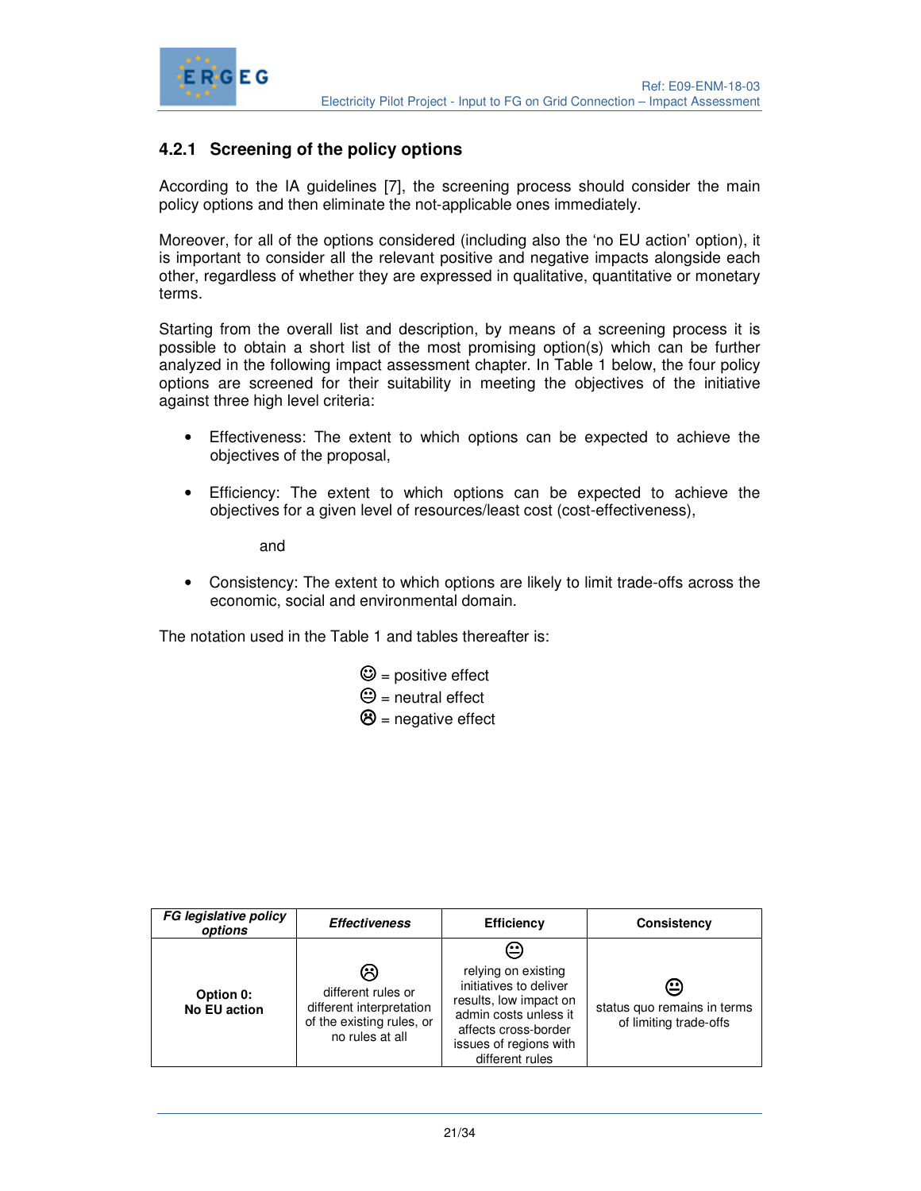### 4.2.1 Screening of the policy options

According to the IA guidelines [7], the screening process should consider the main policy options and then eliminate the not-applicable ones immediately.

Moreover, for all of the options considered (including also the 'no EU action' option), it is important to consider all the relevant positive and negative impacts alongside each other, regardless of whether they are expressed in qualitative, quantitative or monetary terms.

Starting from the overall list and description, by means of a screening process it is possible to obtain a short list of the most promising option(s) which can be further analyzed in the following impact assessment chapter. In Table 1 below, the four policy options are screened for their suitability in meeting the objectives of the initiative against three high level criteria:

- Effectiveness: The extent to which options can be expected to achieve the objectives of the proposal,

- Efficiency: The extent to which options can be expected to achieve the objectives for a given level of resources/least cost (cost-effectiveness),

  and

- Consistency: The extent to which options are likely to limit trade-offs across the economic, social and environmental domain.

The notation used in the Table 1 and tables thereafter is:

☺ = positive effect
😐 = neutral effect
☹ = negative effect

| *FG legislative policy options* | *Effectiveness* | **Efficiency** | **Consistency** |
|---|---|---|---|
| **Option 0: No EU action** | ☹ different rules or different interpretation of the existing rules, or no rules at all | 😐 relying on existing initiatives to deliver results, low impact on admin costs unless it affects cross-border issues of regions with different rules | 😐 status quo remains in terms of limiting trade-offs |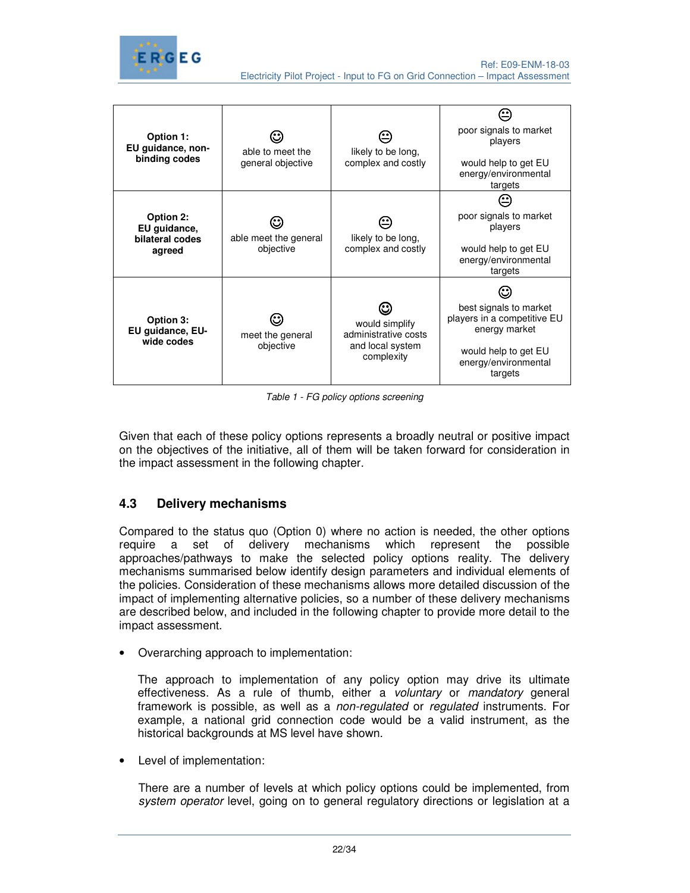| | | | |
|---|---|---|---|
| **Option 1: EU guidance, non-binding codes** | ☺ able to meet the general objective | 😐 likely to be long, complex and costly | 😐 poor signals to market players<br><br>would help to get EU energy/environmental targets |
| **Option 2: EU guidance, bilateral codes agreed** | ☺ able meet the general objective | 😐 likely to be long, complex and costly | 😐 poor signals to market players<br><br>would help to get EU energy/environmental targets |
| **Option 3: EU guidance, EU-wide codes** | ☺ meet the general objective | ☺ would simplify administrative costs and local system complexity | ☺ best signals to market players in a competitive EU energy market<br><br>would help to get EU energy/environmental targets |

*Table 1 - FG policy options screening*

Given that each of these policy options represents a broadly neutral or positive impact on the objectives of the initiative, all of them will be taken forward for consideration in the impact assessment in the following chapter.

## 4.3 Delivery mechanisms

Compared to the status quo (Option 0) where no action is needed, the other options require a set of delivery mechanisms which represent the possible approaches/pathways to make the selected policy options reality. The delivery mechanisms summarised below identify design parameters and individual elements of the policies. Consideration of these mechanisms allows more detailed discussion of the impact of implementing alternative policies, so a number of these delivery mechanisms are described below, and included in the following chapter to provide more detail to the impact assessment.

- Overarching approach to implementation:

  The approach to implementation of any policy option may drive its ultimate effectiveness. As a rule of thumb, either a *voluntary* or *mandatory* general framework is possible, as well as a *non-regulated* or *regulated* instruments. For example, a national grid connection code would be a valid instrument, as the historical backgrounds at MS level have shown.

- Level of implementation:

  There are a number of levels at which policy options could be implemented, from *system operator* level, going on to general regulatory directions or legislation at a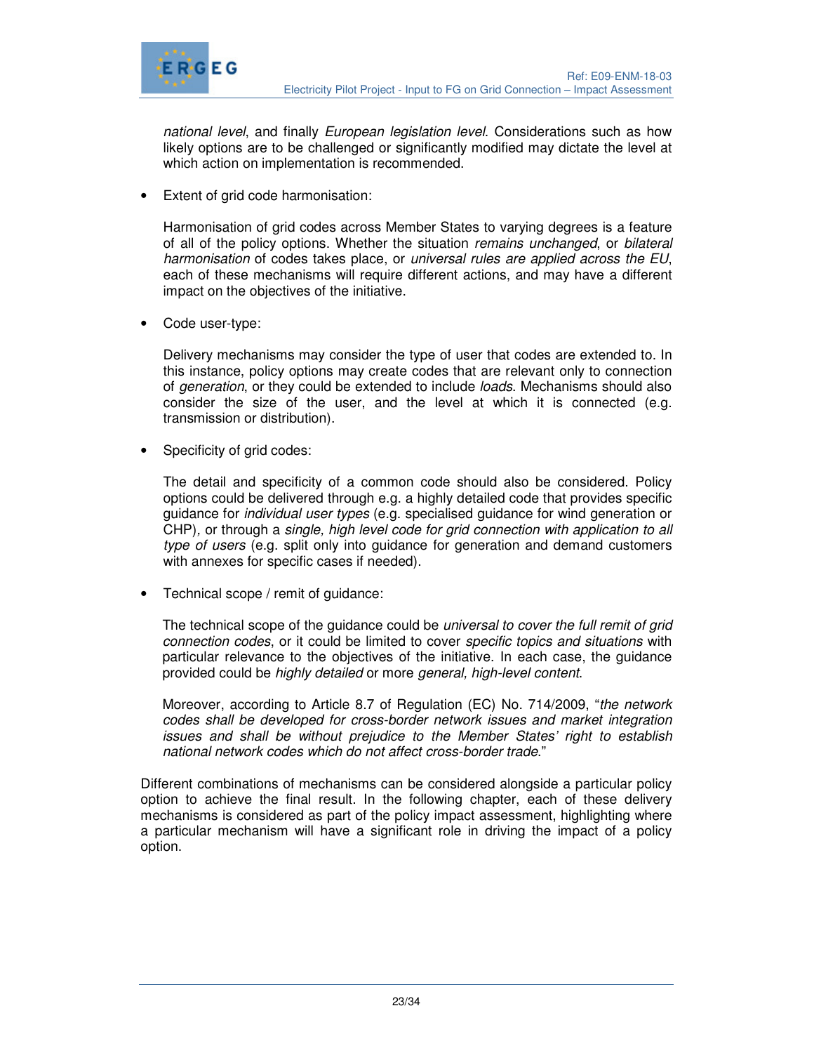*national level*, and finally *European legislation level*. Considerations such as how likely options are to be challenged or significantly modified may dictate the level at which action on implementation is recommended.

- Extent of grid code harmonisation:

  Harmonisation of grid codes across Member States to varying degrees is a feature of all of the policy options. Whether the situation *remains unchanged*, or *bilateral harmonisation* of codes takes place, or *universal rules are applied across the EU*, each of these mechanisms will require different actions, and may have a different impact on the objectives of the initiative.

- Code user-type:

  Delivery mechanisms may consider the type of user that codes are extended to. In this instance, policy options may create codes that are relevant only to connection of *generation*, or they could be extended to include *loads*. Mechanisms should also consider the size of the user, and the level at which it is connected (e.g. transmission or distribution).

- Specificity of grid codes:

  The detail and specificity of a common code should also be considered. Policy options could be delivered through e.g. a highly detailed code that provides specific guidance for *individual user types* (e.g. specialised guidance for wind generation or CHP), or through a *single, high level code for grid connection with application to all type of users* (e.g. split only into guidance for generation and demand customers with annexes for specific cases if needed).

- Technical scope / remit of guidance:

  The technical scope of the guidance could be *universal to cover the full remit of grid connection codes*, or it could be limited to cover *specific topics and situations* with particular relevance to the objectives of the initiative. In each case, the guidance provided could be *highly detailed* or more *general, high-level content*.

  Moreover, according to Article 8.7 of Regulation (EC) No. 714/2009, "*the network codes shall be developed for cross-border network issues and market integration issues and shall be without prejudice to the Member States' right to establish national network codes which do not affect cross-border trade*."

Different combinations of mechanisms can be considered alongside a particular policy option to achieve the final result. In the following chapter, each of these delivery mechanisms is considered as part of the policy impact assessment, highlighting where a particular mechanism will have a significant role in driving the impact of a policy option.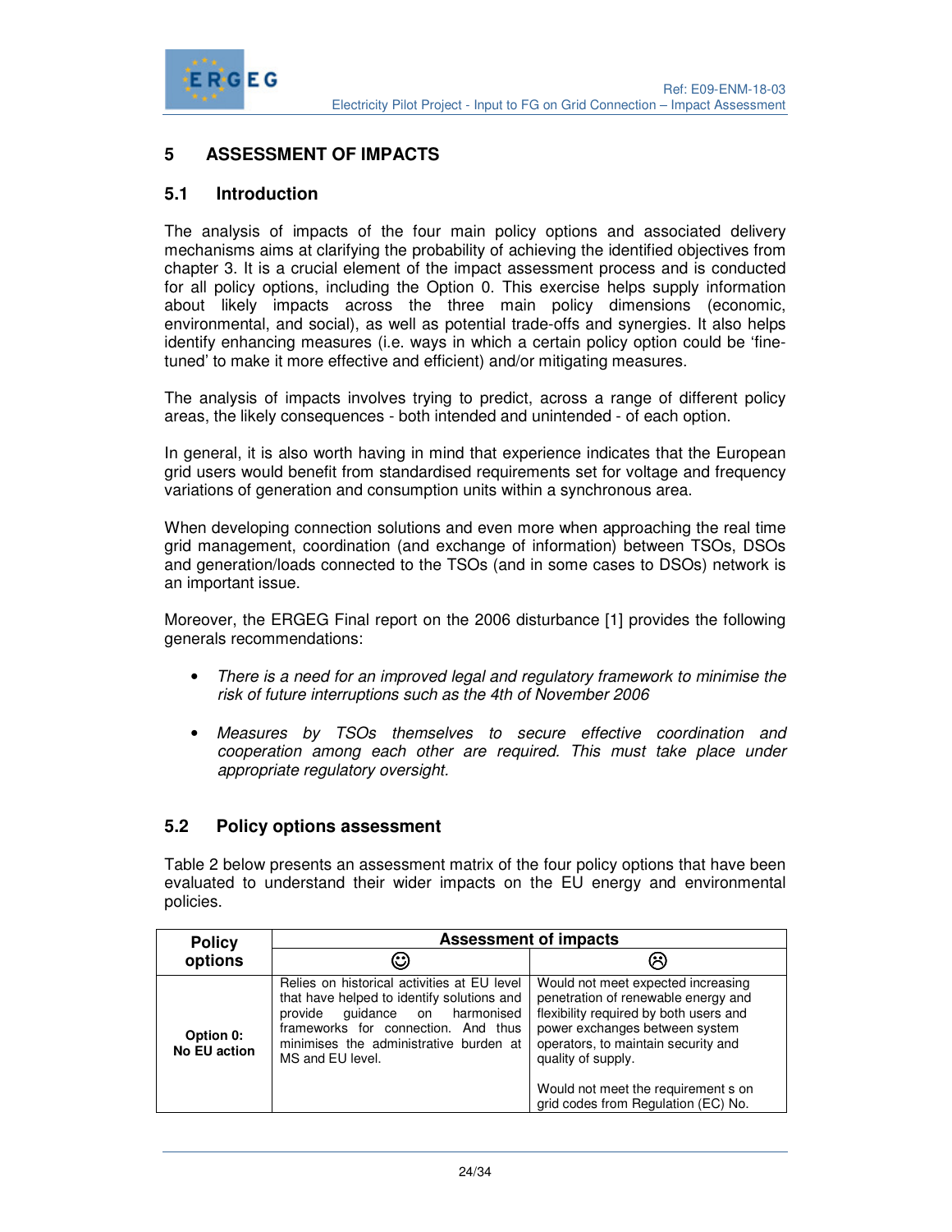# 5 ASSESSMENT OF IMPACTS

## 5.1 Introduction

The analysis of impacts of the four main policy options and associated delivery mechanisms aims at clarifying the probability of achieving the identified objectives from chapter 3. It is a crucial element of the impact assessment process and is conducted for all policy options, including the Option 0. This exercise helps supply information about likely impacts across the three main policy dimensions (economic, environmental, and social), as well as potential trade-offs and synergies. It also helps identify enhancing measures (i.e. ways in which a certain policy option could be 'fine-tuned' to make it more effective and efficient) and/or mitigating measures.

The analysis of impacts involves trying to predict, across a range of different policy areas, the likely consequences - both intended and unintended - of each option.

In general, it is also worth having in mind that experience indicates that the European grid users would benefit from standardised requirements set for voltage and frequency variations of generation and consumption units within a synchronous area.

When developing connection solutions and even more when approaching the real time grid management, coordination (and exchange of information) between TSOs, DSOs and generation/loads connected to the TSOs (and in some cases to DSOs) network is an important issue.

Moreover, the ERGEG Final report on the 2006 disturbance [1] provides the following generals recommendations:

- *There is a need for an improved legal and regulatory framework to minimise the risk of future interruptions such as the 4th of November 2006*
- *Measures by TSOs themselves to secure effective coordination and cooperation among each other are required. This must take place under appropriate regulatory oversight.*

## 5.2 Policy options assessment

Table 2 below presents an assessment matrix of the four policy options that have been evaluated to understand their wider impacts on the EU energy and environmental policies.

| Policy options | Assessment of impacts | |
|---|---|---|
| | ☺ | ☹ |
| **Option 0: No EU action** | Relies on historical activities at EU level that have helped to identify solutions and provide guidance on harmonised frameworks for connection. And thus minimises the administrative burden at MS and EU level. | Would not meet expected increasing penetration of renewable energy and flexibility required by both users and power exchanges between system operators, to maintain security and quality of supply.<br><br>Would not meet the requirement s on grid codes from Regulation (EC) No. |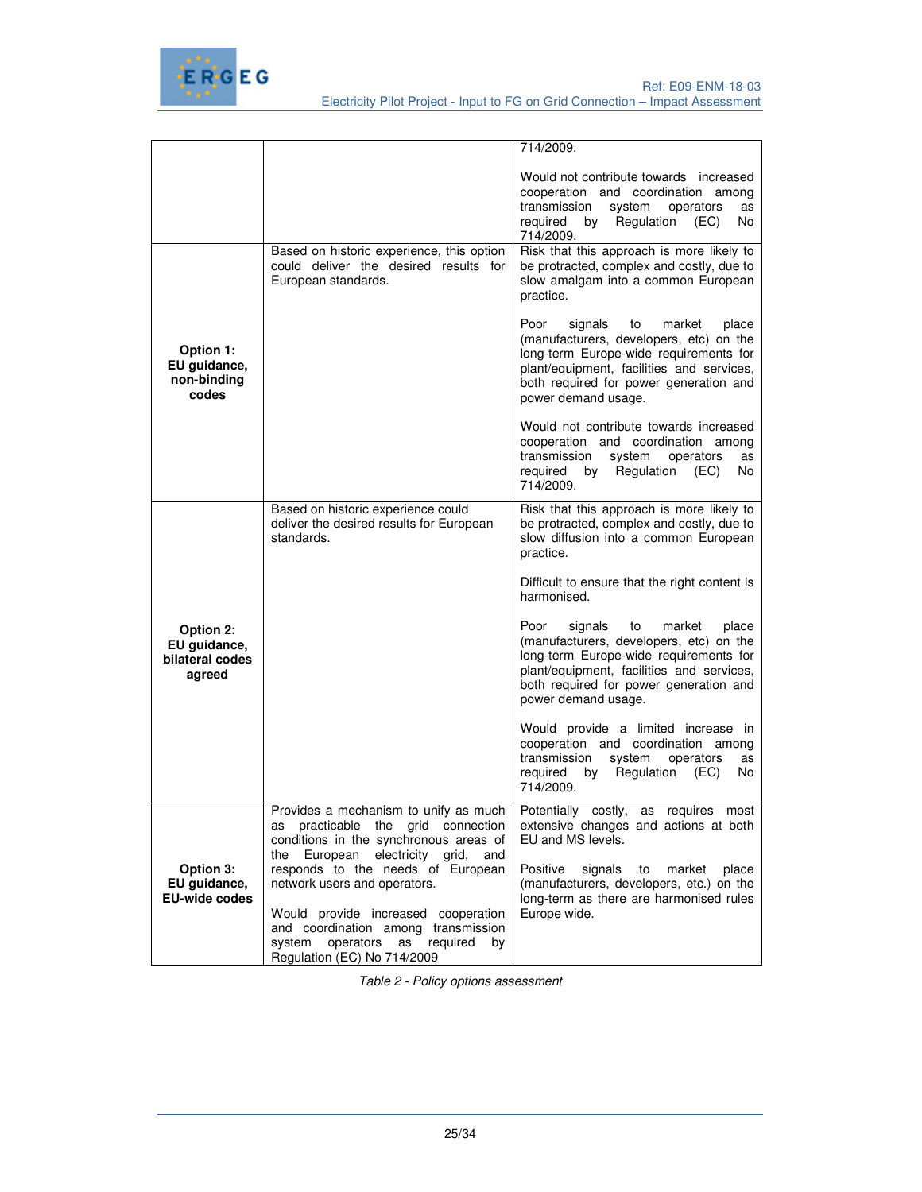| | | |
|---|---|---|
| | | 714/2009.<br><br>Would not contribute towards increased cooperation and coordination among transmission system operators as required by Regulation (EC) No 714/2009. |
| **Option 1: EU guidance, non-binding codes** | Based on historic experience, this option could deliver the desired results for European standards. | Risk that this approach is more likely to be protracted, complex and costly, due to slow amalgam into a common European practice.<br><br>Poor signals to market place (manufacturers, developers, etc) on the long-term Europe-wide requirements for plant/equipment, facilities and services, both required for power generation and power demand usage.<br><br>Would not contribute towards increased cooperation and coordination among transmission system operators as required by Regulation (EC) No 714/2009. |
| **Option 2: EU guidance, bilateral codes agreed** | Based on historic experience could deliver the desired results for European standards. | Risk that this approach is more likely to be protracted, complex and costly, due to slow diffusion into a common European practice.<br><br>Difficult to ensure that the right content is harmonised.<br><br>Poor signals to market place (manufacturers, developers, etc) on the long-term Europe-wide requirements for plant/equipment, facilities and services, both required for power generation and power demand usage.<br><br>Would provide a limited increase in cooperation and coordination among transmission system operators as required by Regulation (EC) No 714/2009. |
| **Option 3: EU guidance, EU-wide codes** | Provides a mechanism to unify as much as practicable the grid connection conditions in the synchronous areas of the European electricity grid, and responds to the needs of European network users and operators.<br><br>Would provide increased cooperation and coordination among transmission system operators as required by Regulation (EC) No 714/2009 | Potentially costly, as requires most extensive changes and actions at both EU and MS levels.<br><br>Positive signals to market place (manufacturers, developers, etc.) on the long-term as there are harmonised rules Europe wide. |

*Table 2 - Policy options assessment*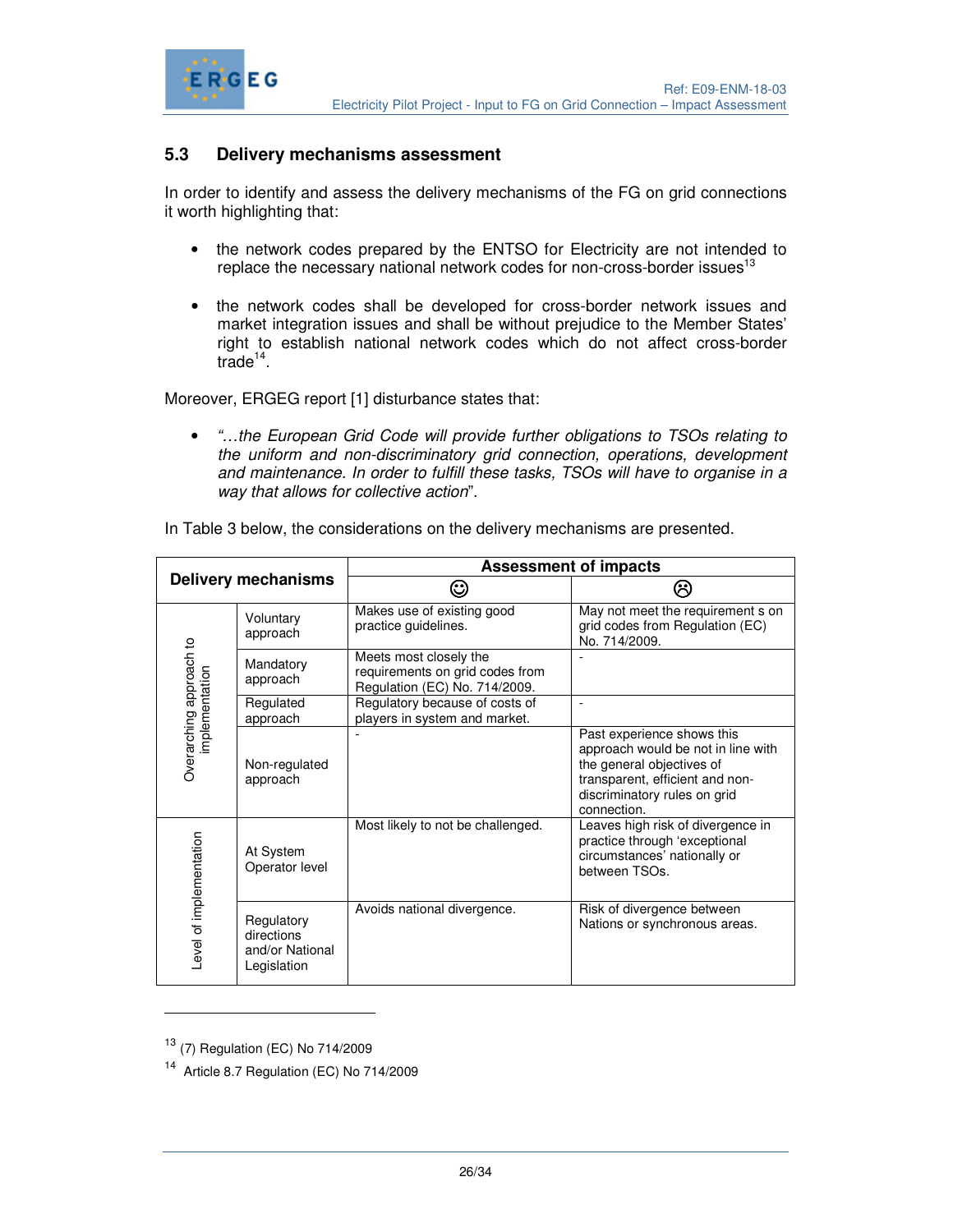## 5.3 Delivery mechanisms assessment

In order to identify and assess the delivery mechanisms of the FG on grid connections it worth highlighting that:

- the network codes prepared by the ENTSO for Electricity are not intended to replace the necessary national network codes for non-cross-border issues[13]
- the network codes shall be developed for cross-border network issues and market integration issues and shall be without prejudice to the Member States' right to establish national network codes which do not affect cross-border trade[14].

Moreover, ERGEG report [1] disturbance states that:

- *"…the European Grid Code will provide further obligations to TSOs relating to the uniform and non-discriminatory grid connection, operations, development and maintenance. In order to fulfill these tasks, TSOs will have to organise in a way that allows for collective action*".

In Table 3 below, the considerations on the delivery mechanisms are presented.

| Delivery mechanisms | | Assessment of impacts | |
|---|---|---|---|
| | | ☺ | ☹ |
| Overarching approach to implementation | Voluntary approach | Makes use of existing good practice guidelines. | May not meet the requirement s on grid codes from Regulation (EC) No. 714/2009. |
| | Mandatory approach | Meets most closely the requirements on grid codes from Regulation (EC) No. 714/2009. | - |
| | Regulated approach | Regulatory because of costs of players in system and market. | - |
| | Non-regulated approach | - | Past experience shows this approach would be not in line with the general objectives of transparent, efficient and non-discriminatory rules on grid connection. |
| Level of implementation | At System Operator level | Most likely to not be challenged. | Leaves high risk of divergence in practice through 'exceptional circumstances' nationally or between TSOs. |
| | Regulatory directions and/or National Legislation | Avoids national divergence. | Risk of divergence between Nations or synchronous areas. |

---

[13] (7) Regulation (EC) No 714/2009

[14] Article 8.7 Regulation (EC) No 714/2009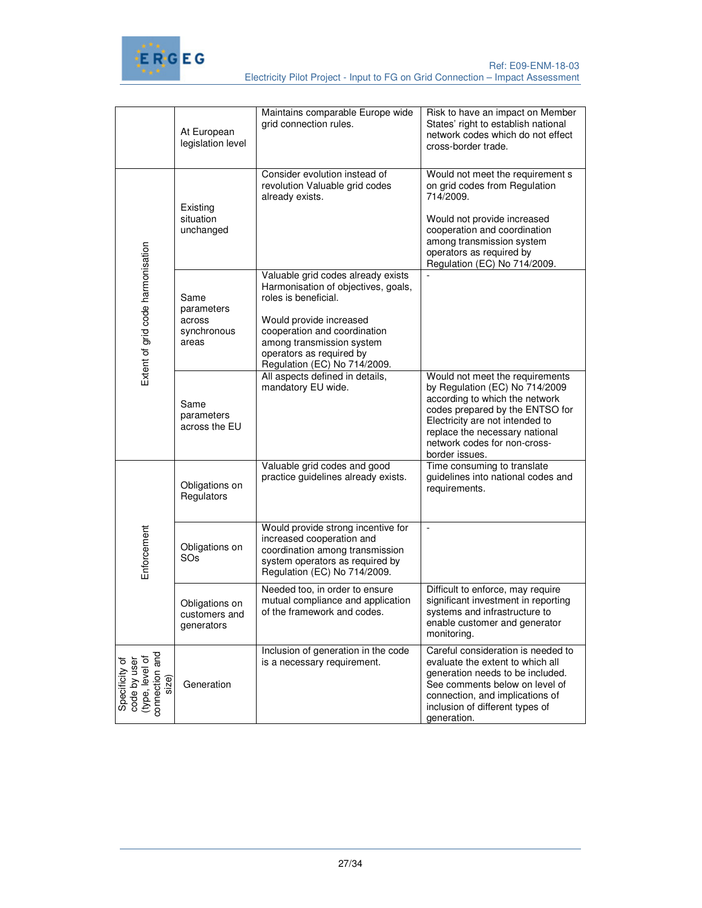| | | | |
|---|---|---|---|
| | At European legislation level | Maintains comparable Europe wide grid connection rules. | Risk to have an impact on Member States' right to establish national network codes which do not effect cross-border trade. |
| Extent of grid code harmonisation | Existing situation unchanged | Consider evolution instead of revolution Valuable grid codes already exists. | Would not meet the requirement s on grid codes from Regulation 714/2009.<br><br>Would not provide increased cooperation and coordination among transmission system operators as required by Regulation (EC) No 714/2009. |
| | Same parameters across synchronous areas | Valuable grid codes already exists Harmonisation of objectives, goals, roles is beneficial.<br><br>Would provide increased cooperation and coordination among transmission system operators as required by Regulation (EC) No 714/2009. | - |
| | Same parameters across the EU | All aspects defined in details, mandatory EU wide. | Would not meet the requirements by Regulation (EC) No 714/2009 according to which the network codes prepared by the ENTSO for Electricity are not intended to replace the necessary national network codes for non-cross-border issues. |
| Enforcement | Obligations on Regulators | Valuable grid codes and good practice guidelines already exists. | Time consuming to translate guidelines into national codes and requirements. |
| | Obligations on SOs | Would provide strong incentive for increased cooperation and coordination among transmission system operators as required by Regulation (EC) No 714/2009. | - |
| | Obligations on customers and generators | Needed too, in order to ensure mutual compliance and application of the framework and codes. | Difficult to enforce, may require significant investment in reporting systems and infrastructure to enable customer and generator monitoring. |
| Specificity of code by user (type, level of connection and size) | Generation | Inclusion of generation in the code is a necessary requirement. | Careful consideration is needed to evaluate the extent to which all generation needs to be included. See comments below on level of connection, and implications of inclusion of different types of generation. |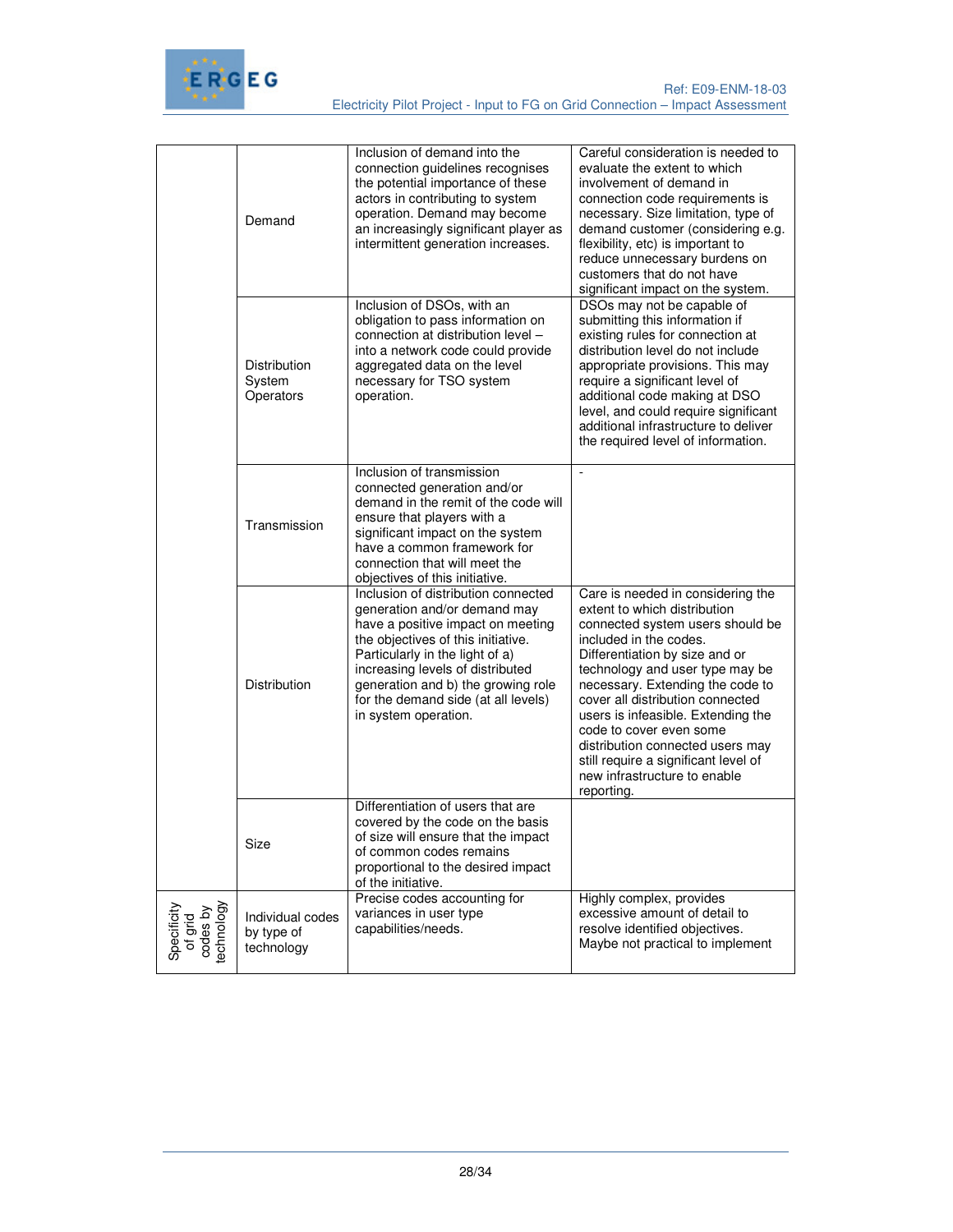| | | | |
|---|---|---|---|
| | Demand | Inclusion of demand into the connection guidelines recognises the potential importance of these actors in contributing to system operation. Demand may become an increasingly significant player as intermittent generation increases. | Careful consideration is needed to evaluate the extent to which involvement of demand in connection code requirements is necessary. Size limitation, type of demand customer (considering e.g. flexibility, etc) is important to reduce unnecessary burdens on customers that do not have significant impact on the system. |
| | Distribution System Operators | Inclusion of DSOs, with an obligation to pass information on connection at distribution level – into a network code could provide aggregated data on the level necessary for TSO system operation. | DSOs may not be capable of submitting this information if existing rules for connection at distribution level do not include appropriate provisions. This may require a significant level of additional code making at DSO level, and could require significant additional infrastructure to deliver the required level of information. |
| | Transmission | Inclusion of transmission connected generation and/or demand in the remit of the code will ensure that players with a significant impact on the system have a common framework for connection that will meet the objectives of this initiative. | - |
| | Distribution | Inclusion of distribution connected generation and/or demand may have a positive impact on meeting the objectives of this initiative. Particularly in the light of a) increasing levels of distributed generation and b) the growing role for the demand side (at all levels) in system operation. | Care is needed in considering the extent to which distribution connected system users should be included in the codes. Differentiation by size and or technology and user type may be necessary. Extending the code to cover all distribution connected users is infeasible. Extending the code to cover even some distribution connected users may still require a significant level of new infrastructure to enable reporting. |
| | Size | Differentiation of users that are covered by the code on the basis of size will ensure that the impact of common codes remains proportional to the desired impact of the initiative. | |
| Specificity of grid codes by technology | Individual codes by type of technology | Precise codes accounting for variances in user type capabilities/needs. | Highly complex, provides excessive amount of detail to resolve identified objectives. Maybe not practical to implement |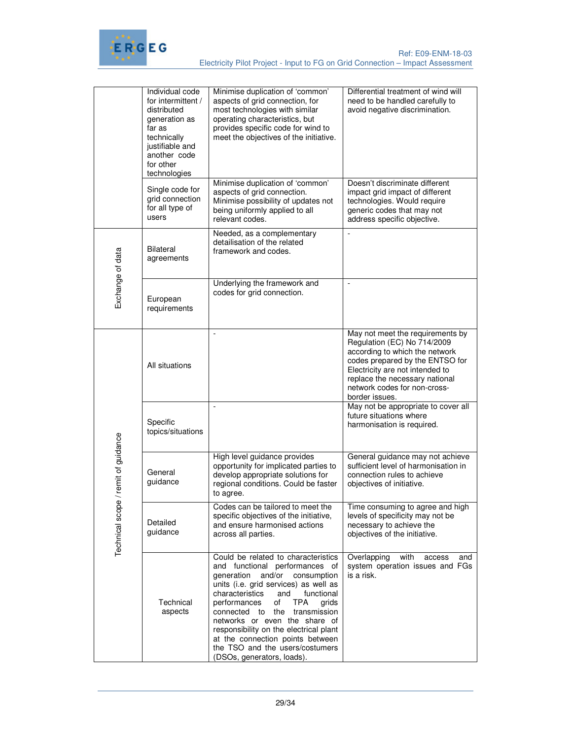|  | Individual code for intermittent / distributed generation as far as technically justifiable and another code for other technologies | Minimise duplication of 'common' aspects of grid connection, for most technologies with similar operating characteristics, but provides specific code for wind to meet the objectives of the initiative. | Differential treatment of wind will need to be handled carefully to avoid negative discrimination. |
|---|---|---|---|
|  | Single code for grid connection for all type of users | Minimise duplication of 'common' aspects of grid connection. Minimise possibility of updates not being uniformly applied to all relevant codes. | Doesn't discriminate different impact grid impact of different technologies. Would require generic codes that may not address specific objective. |
| Exchange of data | Bilateral agreements | Needed, as a complementary detailisation of the related framework and codes. | - |
|  | European requirements | Underlying the framework and codes for grid connection. | - |
| Technical scope / remit of guidance | All situations | - | May not meet the requirements by Regulation (EC) No 714/2009 according to which the network codes prepared by the ENTSO for Electricity are not intended to replace the necessary national network codes for non-cross-border issues. |
|  | Specific topics/situations | - | May not be appropriate to cover all future situations where harmonisation is required. |
|  | General guidance | High level guidance provides opportunity for implicated parties to develop appropriate solutions for regional conditions. Could be faster to agree. | General guidance may not achieve sufficient level of harmonisation in connection rules to achieve objectives of initiative. |
|  | Detailed guidance | Codes can be tailored to meet the specific objectives of the initiative, and ensure harmonised actions across all parties. | Time consuming to agree and high levels of specificity may not be necessary to achieve the objectives of the initiative. |
|  | Technical aspects | Could be related to characteristics and functional performances of generation and/or consumption units (i.e. grid services) as well as characteristics and functional performances of TPA grids connected to the transmission networks or even the share of responsibility on the electrical plant at the connection points between the TSO and the users/costumers (DSOs, generators, loads). | Overlapping with access and system operation issues and FGs is a risk. |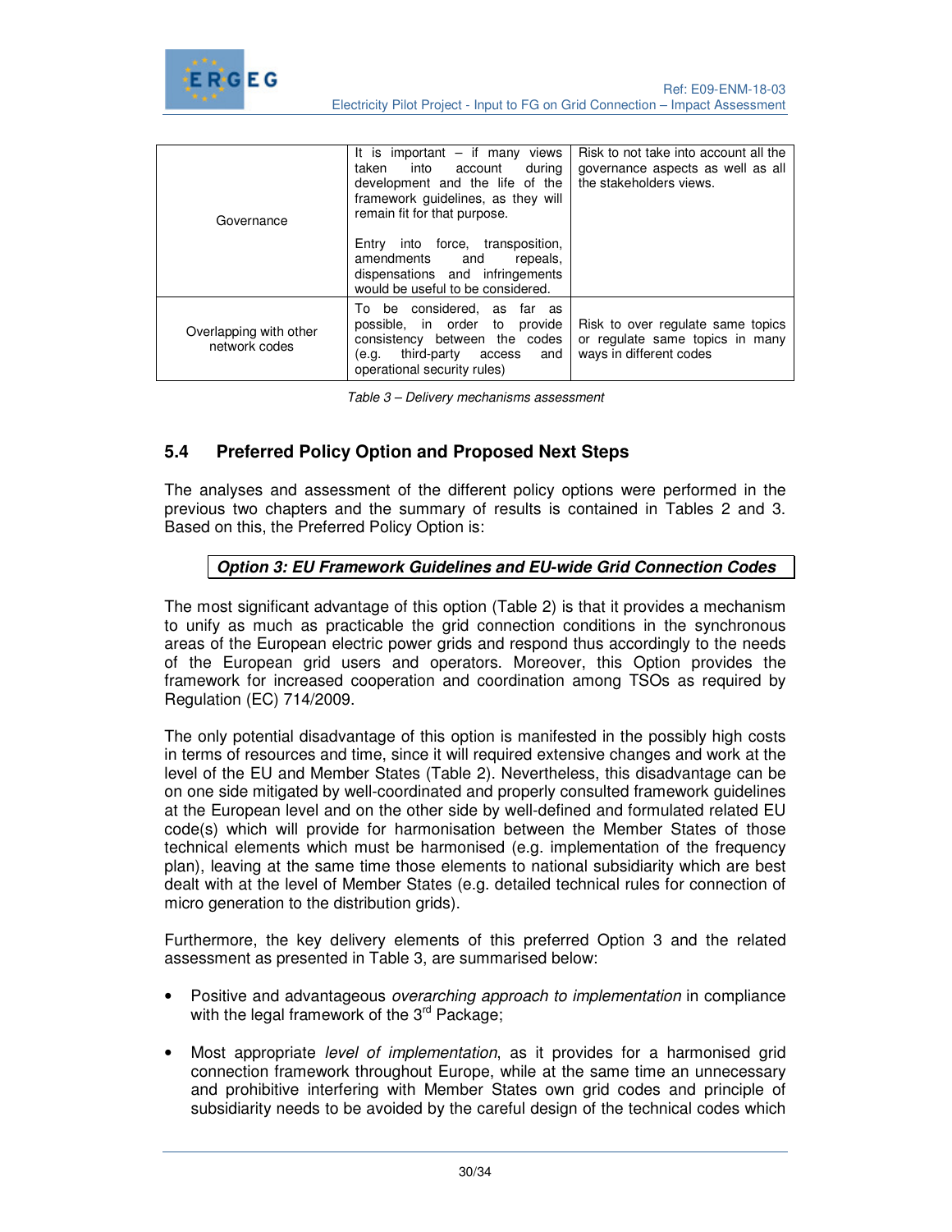| | | |
|---|---|---|
| Governance | It is important – if many views taken into account during development and the life of the framework guidelines, as they will remain fit for that purpose.<br><br>Entry into force, transposition, amendments and repeals, dispensations and infringements would be useful to be considered. | Risk to not take into account all the governance aspects as well as all the stakeholders views. |
| Overlapping with other network codes | To be considered, as far as possible, in order to provide consistency between the codes (e.g. third-party access and operational security rules) | Risk to over regulate same topics or regulate same topics in many ways in different codes |

*Table 3 – Delivery mechanisms assessment*

## 5.4 Preferred Policy Option and Proposed Next Steps

The analyses and assessment of the different policy options were performed in the previous two chapters and the summary of results is contained in Tables 2 and 3. Based on this, the Preferred Policy Option is:

***Option 3: EU Framework Guidelines and EU-wide Grid Connection Codes***

The most significant advantage of this option (Table 2) is that it provides a mechanism to unify as much as practicable the grid connection conditions in the synchronous areas of the European electric power grids and respond thus accordingly to the needs of the European grid users and operators. Moreover, this Option provides the framework for increased cooperation and coordination among TSOs as required by Regulation (EC) 714/2009.

The only potential disadvantage of this option is manifested in the possibly high costs in terms of resources and time, since it will required extensive changes and work at the level of the EU and Member States (Table 2). Nevertheless, this disadvantage can be on one side mitigated by well-coordinated and properly consulted framework guidelines at the European level and on the other side by well-defined and formulated related EU code(s) which will provide for harmonisation between the Member States of those technical elements which must be harmonised (e.g. implementation of the frequency plan), leaving at the same time those elements to national subsidiarity which are best dealt with at the level of Member States (e.g. detailed technical rules for connection of micro generation to the distribution grids).

Furthermore, the key delivery elements of this preferred Option 3 and the related assessment as presented in Table 3, are summarised below:

- Positive and advantageous *overarching approach to implementation* in compliance with the legal framework of the 3rd Package;
- Most appropriate *level of implementation*, as it provides for a harmonised grid connection framework throughout Europe, while at the same time an unnecessary and prohibitive interfering with Member States own grid codes and principle of subsidiarity needs to be avoided by the careful design of the technical codes which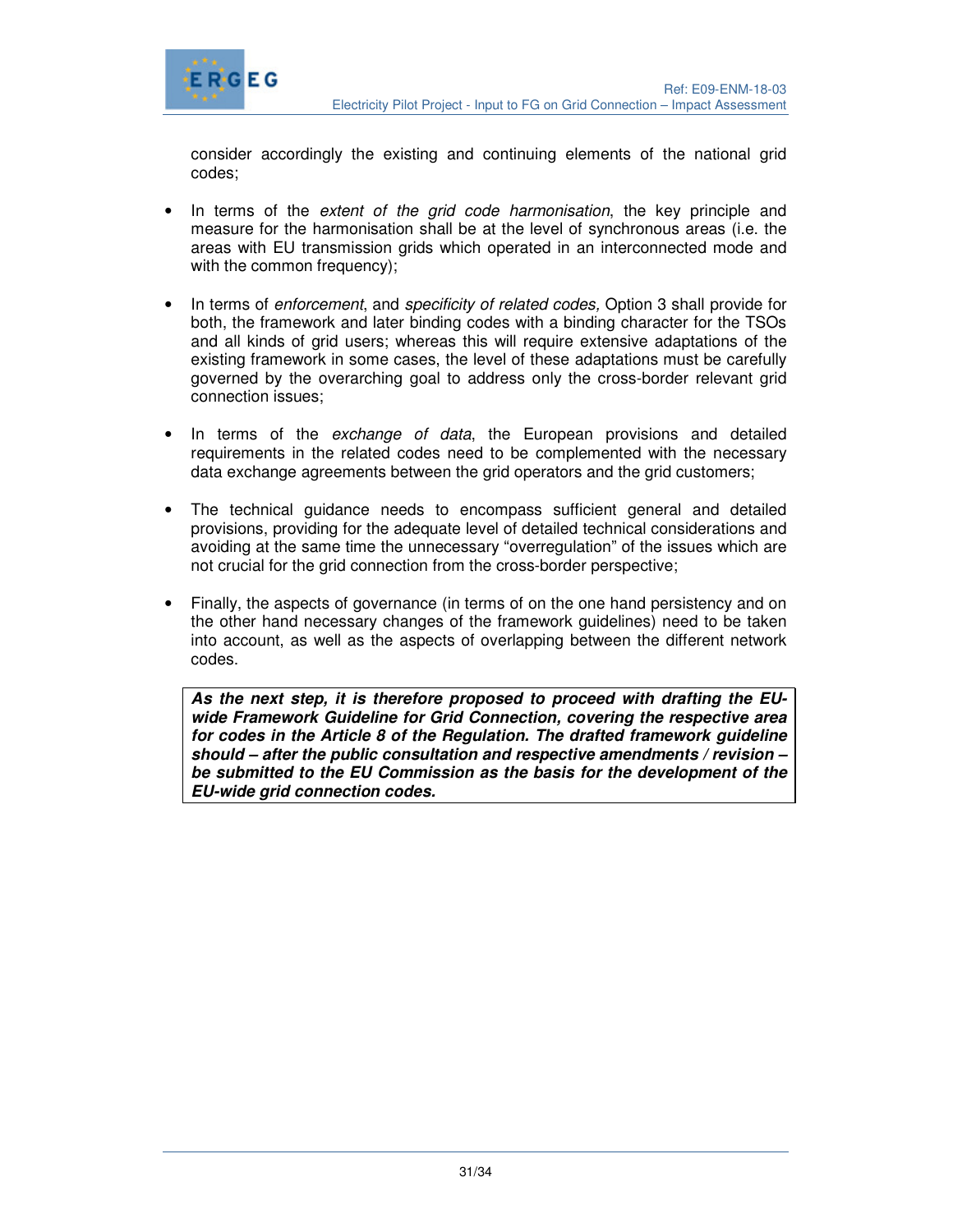consider accordingly the existing and continuing elements of the national grid codes;

- In terms of the *extent of the grid code harmonisation*, the key principle and measure for the harmonisation shall be at the level of synchronous areas (i.e. the areas with EU transmission grids which operated in an interconnected mode and with the common frequency);

- In terms of *enforcement*, and *specificity of related codes,* Option 3 shall provide for both, the framework and later binding codes with a binding character for the TSOs and all kinds of grid users; whereas this will require extensive adaptations of the existing framework in some cases, the level of these adaptations must be carefully governed by the overarching goal to address only the cross-border relevant grid connection issues;

- In terms of the *exchange of data*, the European provisions and detailed requirements in the related codes need to be complemented with the necessary data exchange agreements between the grid operators and the grid customers;

- The technical guidance needs to encompass sufficient general and detailed provisions, providing for the adequate level of detailed technical considerations and avoiding at the same time the unnecessary "overregulation" of the issues which are not crucial for the grid connection from the cross-border perspective;

- Finally, the aspects of governance (in terms of on the one hand persistency and on the other hand necessary changes of the framework guidelines) need to be taken into account, as well as the aspects of overlapping between the different network codes.

***As the next step, it is therefore proposed to proceed with drafting the EU-wide Framework Guideline for Grid Connection, covering the respective area for codes in the Article 8 of the Regulation. The drafted framework guideline should – after the public consultation and respective amendments / revision – be submitted to the EU Commission as the basis for the development of the EU-wide grid connection codes.***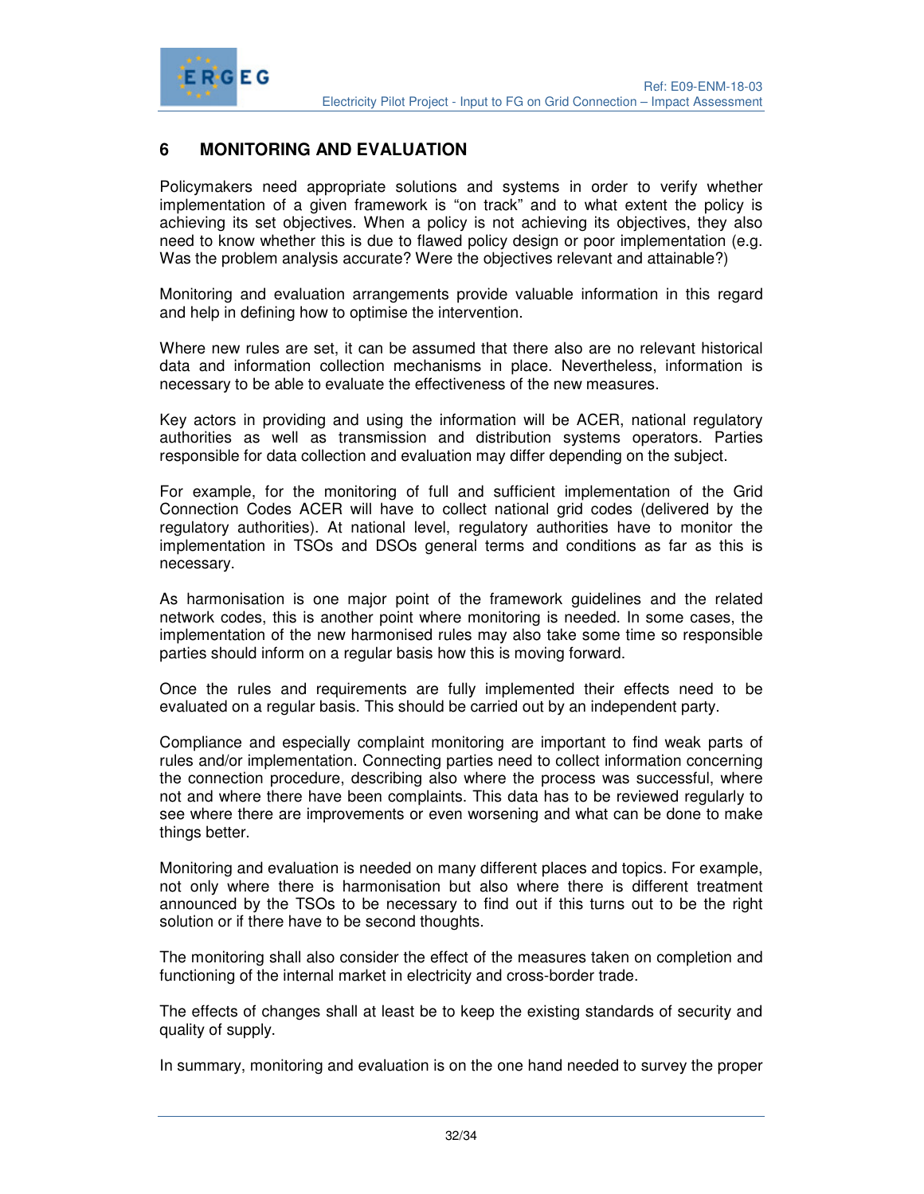## 6 MONITORING AND EVALUATION

Policymakers need appropriate solutions and systems in order to verify whether implementation of a given framework is "on track" and to what extent the policy is achieving its set objectives. When a policy is not achieving its objectives, they also need to know whether this is due to flawed policy design or poor implementation (e.g. Was the problem analysis accurate? Were the objectives relevant and attainable?)

Monitoring and evaluation arrangements provide valuable information in this regard and help in defining how to optimise the intervention.

Where new rules are set, it can be assumed that there also are no relevant historical data and information collection mechanisms in place. Nevertheless, information is necessary to be able to evaluate the effectiveness of the new measures.

Key actors in providing and using the information will be ACER, national regulatory authorities as well as transmission and distribution systems operators. Parties responsible for data collection and evaluation may differ depending on the subject.

For example, for the monitoring of full and sufficient implementation of the Grid Connection Codes ACER will have to collect national grid codes (delivered by the regulatory authorities). At national level, regulatory authorities have to monitor the implementation in TSOs and DSOs general terms and conditions as far as this is necessary.

As harmonisation is one major point of the framework guidelines and the related network codes, this is another point where monitoring is needed. In some cases, the implementation of the new harmonised rules may also take some time so responsible parties should inform on a regular basis how this is moving forward.

Once the rules and requirements are fully implemented their effects need to be evaluated on a regular basis. This should be carried out by an independent party.

Compliance and especially complaint monitoring are important to find weak parts of rules and/or implementation. Connecting parties need to collect information concerning the connection procedure, describing also where the process was successful, where not and where there have been complaints. This data has to be reviewed regularly to see where there are improvements or even worsening and what can be done to make things better.

Monitoring and evaluation is needed on many different places and topics. For example, not only where there is harmonisation but also where there is different treatment announced by the TSOs to be necessary to find out if this turns out to be the right solution or if there have to be second thoughts.

The monitoring shall also consider the effect of the measures taken on completion and functioning of the internal market in electricity and cross-border trade.

The effects of changes shall at least be to keep the existing standards of security and quality of supply.

In summary, monitoring and evaluation is on the one hand needed to survey the proper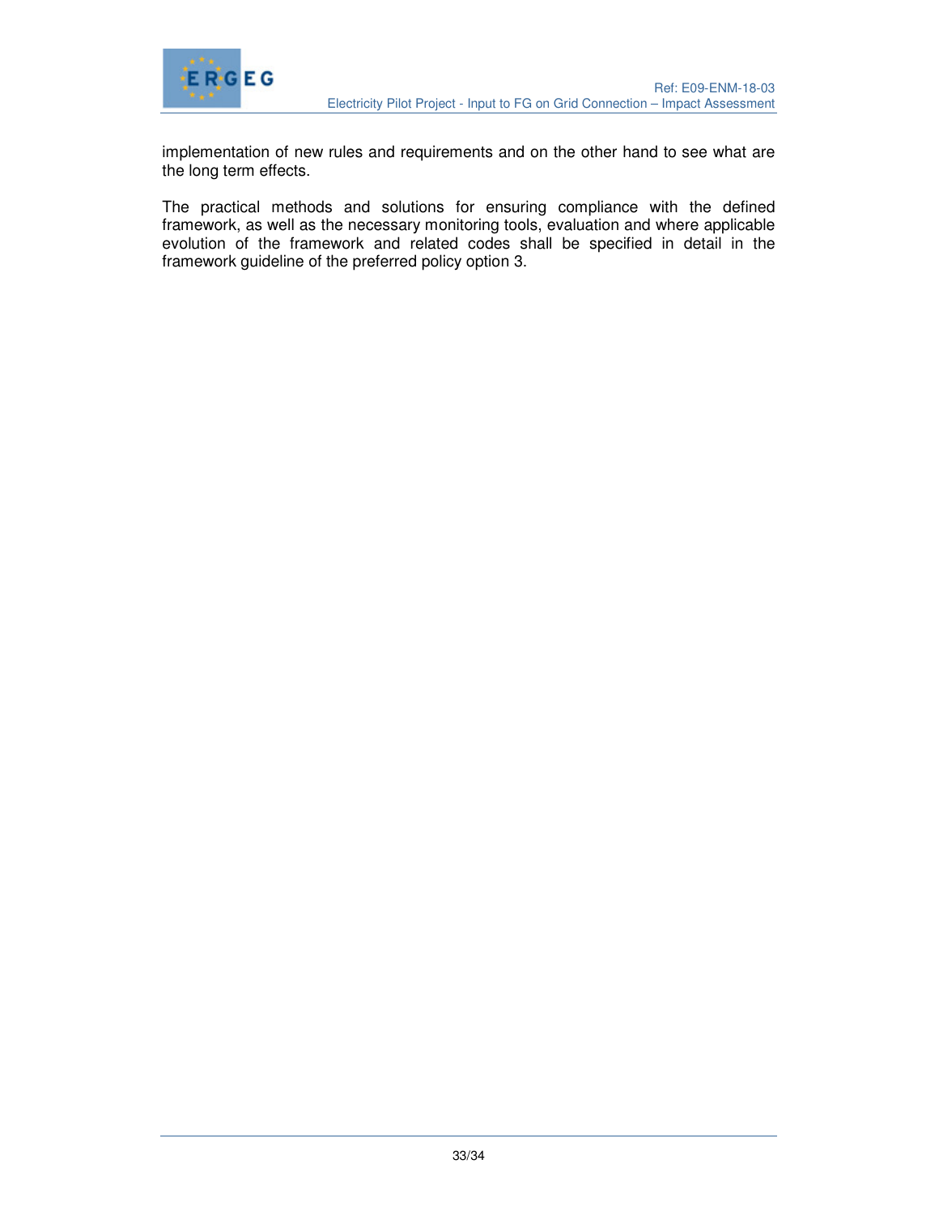implementation of new rules and requirements and on the other hand to see what are the long term effects.

The practical methods and solutions for ensuring compliance with the defined framework, as well as the necessary monitoring tools, evaluation and where applicable evolution of the framework and related codes shall be specified in detail in the framework guideline of the preferred policy option 3.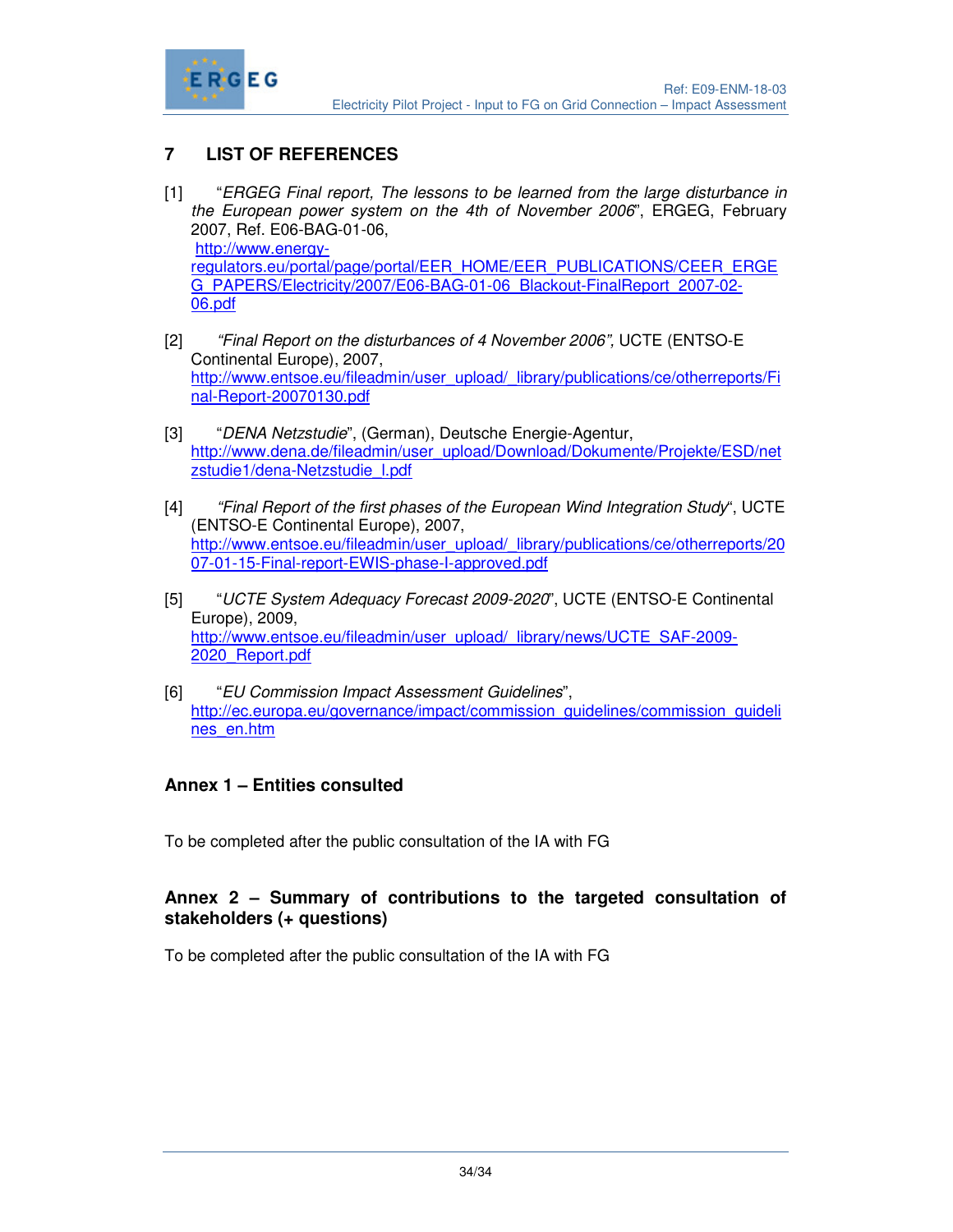## 7 LIST OF REFERENCES

[1] "*ERGEG Final report, The lessons to be learned from the large disturbance in the European power system on the 4th of November 2006*", ERGEG, February 2007, Ref. E06-BAG-01-06, http://www.energy-regulators.eu/portal/page/portal/EER_HOME/EER_PUBLICATIONS/CEER_ERGEG_PAPERS/Electricity/2007/E06-BAG-01-06_Blackout-FinalReport_2007-02-06.pdf

[2] *"Final Report on the disturbances of 4 November 2006",* UCTE (ENTSO-E Continental Europe), 2007, http://www.entsoe.eu/fileadmin/user_upload/_library/publications/ce/otherreports/Final-Report-20070130.pdf

[3] "*DENA Netzstudie*", (German), Deutsche Energie-Agentur, http://www.dena.de/fileadmin/user_upload/Download/Dokumente/Projekte/ESD/netzstudie1/dena-Netzstudie_I.pdf

[4] *"Final Report of the first phases of the European Wind Integration Study*", UCTE (ENTSO-E Continental Europe), 2007, http://www.entsoe.eu/fileadmin/user_upload/_library/publications/ce/otherreports/2007-01-15-Final-report-EWIS-phase-I-approved.pdf

[5] "*UCTE System Adequacy Forecast 2009-2020*", UCTE (ENTSO-E Continental Europe), 2009, http://www.entsoe.eu/fileadmin/user_upload/_library/news/UCTE_SAF-2009-2020_Report.pdf

[6] "*EU Commission Impact Assessment Guidelines*", http://ec.europa.eu/governance/impact/commission_guidelines/commission_guidelines_en.htm

### Annex 1 – Entities consulted

To be completed after the public consultation of the IA with FG

### Annex 2 – Summary of contributions to the targeted consultation of stakeholders (+ questions)

To be completed after the public consultation of the IA with FG